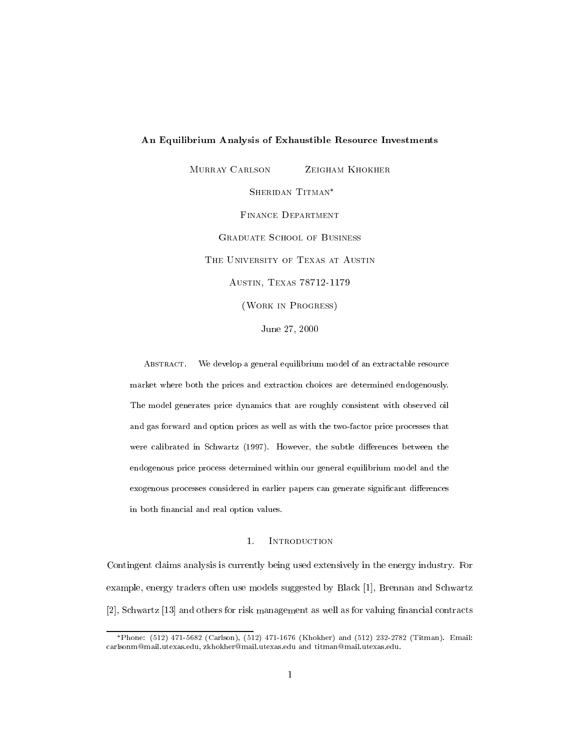# An Equilibrium Analysis of Exhaustible Resource Investments

Murray Carlson  Zeigham Khokher

Sheridan Titman*

Finance Department

Graduate School of Business

The University of Texas at Austin

Austin, Texas 78712-1179

(Work in Progress)

June 27, 2000

Abstract. We develop a general equilibrium model of an extractable resource market where both the prices and extraction choices are determined endogenously. The model generates price dynamics that are roughly consistent with observed oil and gas forward and option prices as well as with the two-factor price processes that were calibrated in Schwartz (1997). However, the subtle differences between the endogenous price process determined within our general equilibrium model and the exogenous processes considered in earlier papers can generate significant differences in both financial and real option values.

## 1. Introduction

Contingent claims analysis is currently being used extensively in the energy industry. For example, energy traders often use models suggested by Black [1], Brennan and Schwartz [2], Schwartz [13] and others for risk management as well as for valuing financial contracts

*Phone: (512) 471-5682 (Carlson), (512) 471-1676 (Khokher) and (512) 232-2782 (Titman). Email: carlsonm@mail.utexas.edu, zkhokher@mail.utexas.edu and titman@mail.utexas.edu.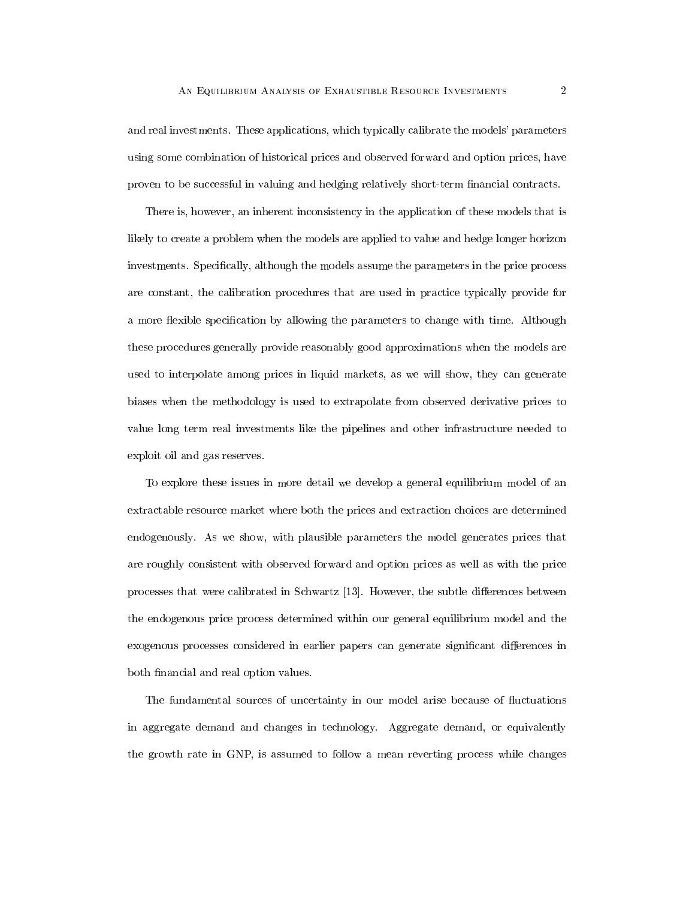and real investments. These applications, which typically calibrate the models' parameters using some combination of historical prices and observed forward and option prices, have proven to be successful in valuing and hedging relatively short-term financial contracts.

There is, however, an inherent inconsistency in the application of these models that is likely to create a problem when the models are applied to value and hedge longer horizon investments. Specifically, although the models assume the parameters in the price process are constant, the calibration procedures that are used in practice typically provide for a more flexible specification by allowing the parameters to change with time. Although these procedures generally provide reasonably good approximations when the models are used to interpolate among prices in liquid markets, as we will show, they can generate biases when the methodology is used to extrapolate from observed derivative prices to value long term real investments like the pipelines and other infrastructure needed to exploit oil and gas reserves.

To explore these issues in more detail we develop a general equilibrium model of an extractable resource market where both the prices and extraction choices are determined endogenously. As we show, with plausible parameters the model generates prices that are roughly consistent with observed forward and option prices as well as with the price processes that were calibrated in Schwartz [13]. However, the subtle differences between the endogenous price process determined within our general equilibrium model and the exogenous processes considered in earlier papers can generate significant differences in both financial and real option values.

The fundamental sources of uncertainty in our model arise because of fluctuations in aggregate demand and changes in technology. Aggregate demand, or equivalently the growth rate in GNP, is assumed to follow a mean reverting process while changes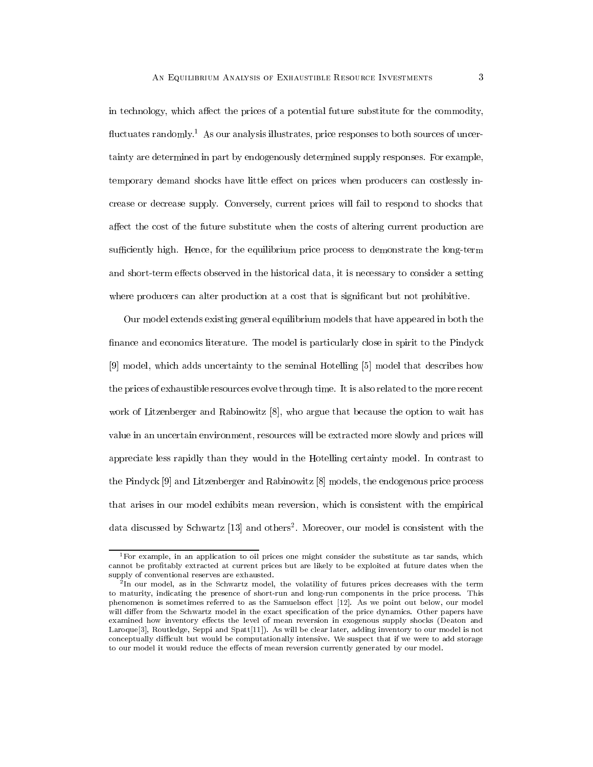in technology, which affect the prices of a potential future substitute for the commodity, fluctuates randomly.[1] As our analysis illustrates, price responses to both sources of uncertainty are determined in part by endogenously determined supply responses. For example, temporary demand shocks have little effect on prices when producers can costlessly increase or decrease supply. Conversely, current prices will fail to respond to shocks that affect the cost of the future substitute when the costs of altering current production are sufficiently high. Hence, for the equilibrium price process to demonstrate the long-term and short-term effects observed in the historical data, it is necessary to consider a setting where producers can alter production at a cost that is significant but not prohibitive.

Our model extends existing general equilibrium models that have appeared in both the finance and economics literature. The model is particularly close in spirit to the Pindyck [9] model, which adds uncertainty to the seminal Hotelling [5] model that describes how the prices of exhaustible resources evolve through time. It is also related to the more recent work of Litzenberger and Rabinowitz [8], who argue that because the option to wait has value in an uncertain environment, resources will be extracted more slowly and prices will appreciate less rapidly than they would in the Hotelling certainty model. In contrast to the Pindyck [9] and Litzenberger and Rabinowitz [8] models, the endogenous price process that arises in our model exhibits mean reversion, which is consistent with the empirical data discussed by Schwartz [13] and others[2]. Moreover, our model is consistent with the

---

[1] For example, in an application to oil prices one might consider the substitute as tar sands, which cannot be profitably extracted at current prices but are likely to be exploited at future dates when the supply of conventional reserves are exhausted.

[2] In our model, as in the Schwartz model, the volatility of futures prices decreases with the term to maturity, indicating the presence of short-run and long-run components in the price process. This phenomenon is sometimes referred to as the Samuelson effect [12]. As we point out below, our model will differ from the Schwartz model in the exact specification of the price dynamics. Other papers have examined how inventory effects the level of mean reversion in exogenous supply shocks (Deaton and Laroque[3], Routledge, Seppi and Spatt[11]). As will be clear later, adding inventory to our model is not conceptually difficult but would be computationally intensive. We suspect that if we were to add storage to our model it would reduce the effects of mean reversion currently generated by our model.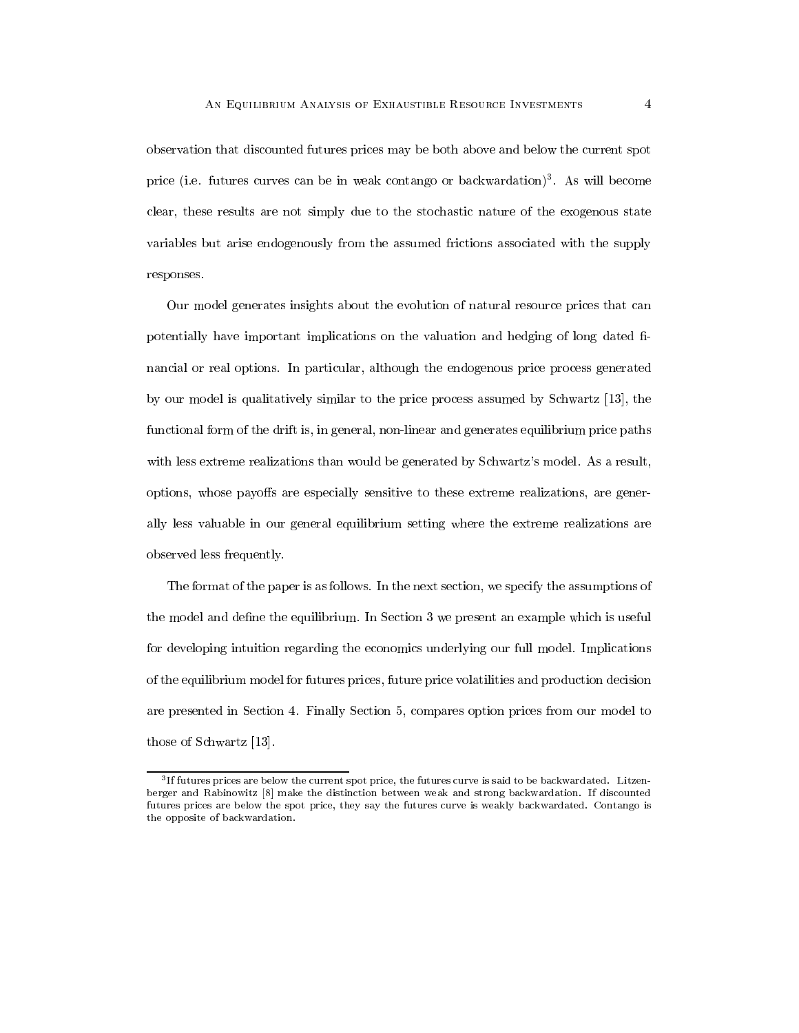observation that discounted futures prices may be both above and below the current spot price (i.e. futures curves can be in weak contango or backwardation)[3]. As will become clear, these results are not simply due to the stochastic nature of the exogenous state variables but arise endogenously from the assumed frictions associated with the supply responses.

Our model generates insights about the evolution of natural resource prices that can potentially have important implications on the valuation and hedging of long dated financial or real options. In particular, although the endogenous price process generated by our model is qualitatively similar to the price process assumed by Schwartz [13], the functional form of the drift is, in general, non-linear and generates equilibrium price paths with less extreme realizations than would be generated by Schwartz's model. As a result, options, whose payoffs are especially sensitive to these extreme realizations, are generally less valuable in our general equilibrium setting where the extreme realizations are observed less frequently.

The format of the paper is as follows. In the next section, we specify the assumptions of the model and define the equilibrium. In Section 3 we present an example which is useful for developing intuition regarding the economics underlying our full model. Implications of the equilibrium model for futures prices, future price volatilities and production decision are presented in Section 4. Finally Section 5, compares option prices from our model to those of Schwartz [13].

---

[3] If futures prices are below the current spot price, the futures curve is said to be backwardated. Litzenberger and Rabinowitz [8] make the distinction between weak and strong backwardation. If discounted futures prices are below the spot price, they say the futures curve is weakly backwardated. Contango is the opposite of backwardation.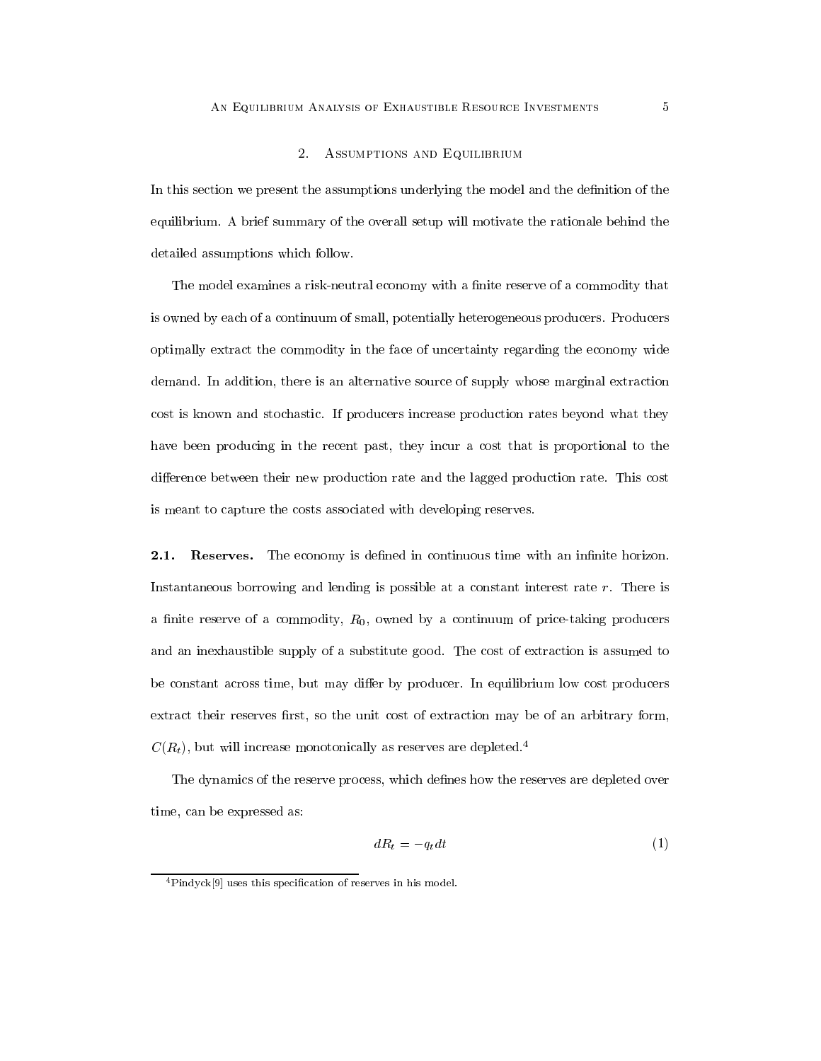## 2. Assumptions and Equilibrium

In this section we present the assumptions underlying the model and the definition of the equilibrium. A brief summary of the overall setup will motivate the rationale behind the detailed assumptions which follow.

The model examines a risk-neutral economy with a finite reserve of a commodity that is owned by each of a continuum of small, potentially heterogeneous producers. Producers optimally extract the commodity in the face of uncertainty regarding the economy wide demand. In addition, there is an alternative source of supply whose marginal extraction cost is known and stochastic. If producers increase production rates beyond what they have been producing in the recent past, they incur a cost that is proportional to the difference between their new production rate and the lagged production rate. This cost is meant to capture the costs associated with developing reserves.

**2.1. Reserves.** The economy is defined in continuous time with an infinite horizon. Instantaneous borrowing and lending is possible at a constant interest rate $r$. There is a finite reserve of a commodity, $R_0$, owned by a continuum of price-taking producers and an inexhaustible supply of a substitute good. The cost of extraction is assumed to be constant across time, but may differ by producer. In equilibrium low cost producers extract their reserves first, so the unit cost of extraction may be of an arbitrary form, $C(R_t)$, but will increase monotonically as reserves are depleted.[4]

The dynamics of the reserve process, which defines how the reserves are depleted over time, can be expressed as:

$$dR_t = -q_t dt \tag{1}$$

[4] Pindyck[9] uses this specification of reserves in his model.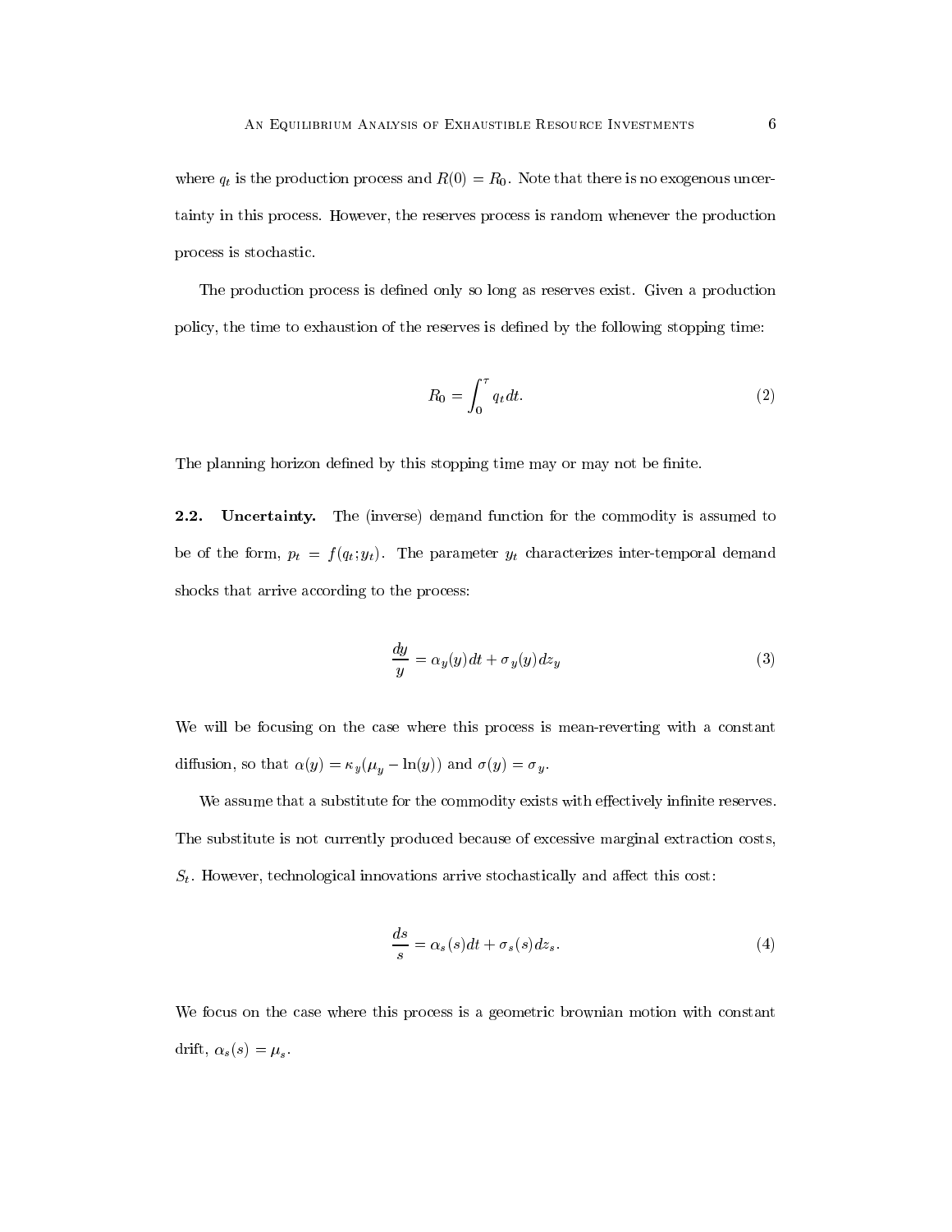where $q_t$ is the production process and $R(0) = R_0$. Note that there is no exogenous uncertainty in this process. However, the reserves process is random whenever the production process is stochastic.

The production process is defined only so long as reserves exist. Given a production policy, the time to exhaustion of the reserves is defined by the following stopping time:

$$R_0 = \int_0^\tau q_t dt. \tag{2}$$

The planning horizon defined by this stopping time may or may not be finite.

**2.2. Uncertainty.** The (inverse) demand function for the commodity is assumed to be of the form, $p_t = f(q_t; y_t)$. The parameter $y_t$ characterizes inter-temporal demand shocks that arrive according to the process:

$$\frac{dy}{y} = \alpha_y(y)dt + \sigma_y(y)dz_y \tag{3}$$

We will be focusing on the case where this process is mean-reverting with a constant diffusion, so that $\alpha(y) = \kappa_y(\mu_y - \ln(y))$ and $\sigma(y) = \sigma_y$.

We assume that a substitute for the commodity exists with effectively infinite reserves. The substitute is not currently produced because of excessive marginal extraction costs, $S_t$. However, technological innovations arrive stochastically and affect this cost:

$$\frac{ds}{s} = \alpha_s(s)dt + \sigma_s(s)dz_s. \tag{4}$$

We focus on the case where this process is a geometric brownian motion with constant drift, $\alpha_s(s) = \mu_s$.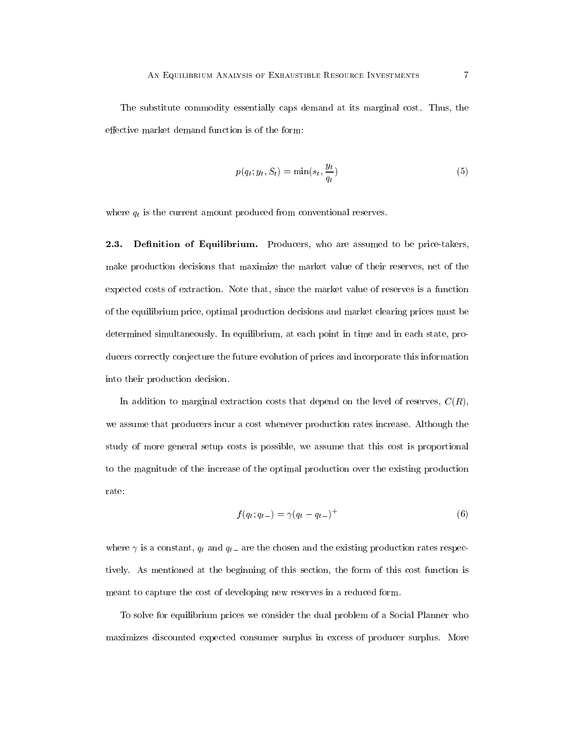The substitute commodity essentially caps demand at its marginal cost. Thus, the effective market demand function is of the form:

$$p(q_t; y_t, S_t) = \min(s_t, \frac{y_t}{q_t}) \tag{5}$$

where $q_t$ is the current amount produced from conventional reserves.

**2.3. Definition of Equilibrium.** Producers, who are assumed to be price-takers, make production decisions that maximize the market value of their reserves, net of the expected costs of extraction. Note that, since the market value of reserves is a function of the equilibrium price, optimal production decisions and market clearing prices must be determined simultaneously. In equilibrium, at each point in time and in each state, producers correctly conjecture the future evolution of prices and incorporate this information into their production decision.

In addition to marginal extraction costs that depend on the level of reserves, $C(R)$, we assume that producers incur a cost whenever production rates increase. Although the study of more general setup costs is possible, we assume that this cost is proportional to the magnitude of the increase of the optimal production over the existing production rate:

$$f(q_t; q_{t-}) = \gamma(q_t - q_{t-})^+ \tag{6}$$

where $\gamma$ is a constant, $q_t$ and $q_{t-}$ are the chosen and the existing production rates respectively. As mentioned at the beginning of this section, the form of this cost function is meant to capture the cost of developing new reserves in a reduced form.

To solve for equilibrium prices we consider the dual problem of a Social Planner who maximizes discounted expected consumer surplus in excess of producer surplus. More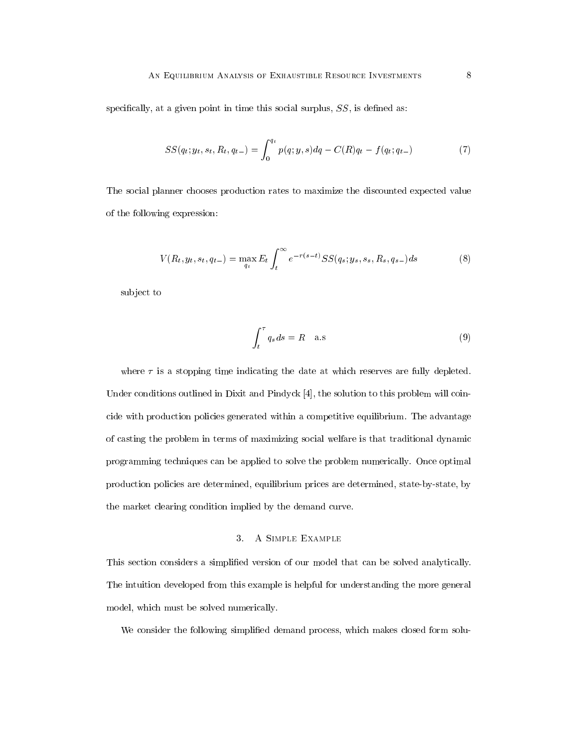specifically, at a given point in time this social surplus, $SS$, is defined as:

$$SS(q_t; y_t, s_t, R_t, q_{t-}) = \int_0^{q_t} p(q; y, s)dq - C(R)q_t - f(q_t; q_{t-}) \tag{7}$$

The social planner chooses production rates to maximize the discounted expected value of the following expression:

$$V(R_t, y_t, s_t, q_{t-}) = \max_{q_t} E_t \int_t^{\infty} e^{-r(s-t)} SS(q_s; y_s, s_s, R_s, q_{s-})ds \tag{8}$$

subject to

$$\int_t^{\tau} q_s ds = R \quad \text{a.s} \tag{9}$$

where $\tau$ is a stopping time indicating the date at which reserves are fully depleted. Under conditions outlined in Dixit and Pindyck [4], the solution to this problem will coincide with production policies generated within a competitive equilibrium. The advantage of casting the problem in terms of maximizing social welfare is that traditional dynamic programming techniques can be applied to solve the problem numerically. Once optimal production policies are determined, equilibrium prices are determined, state-by-state, by the market clearing condition implied by the demand curve.

## 3. A Simple Example

This section considers a simplified version of our model that can be solved analytically. The intuition developed from this example is helpful for understanding the more general model, which must be solved numerically.

We consider the following simplified demand process, which makes closed form solu-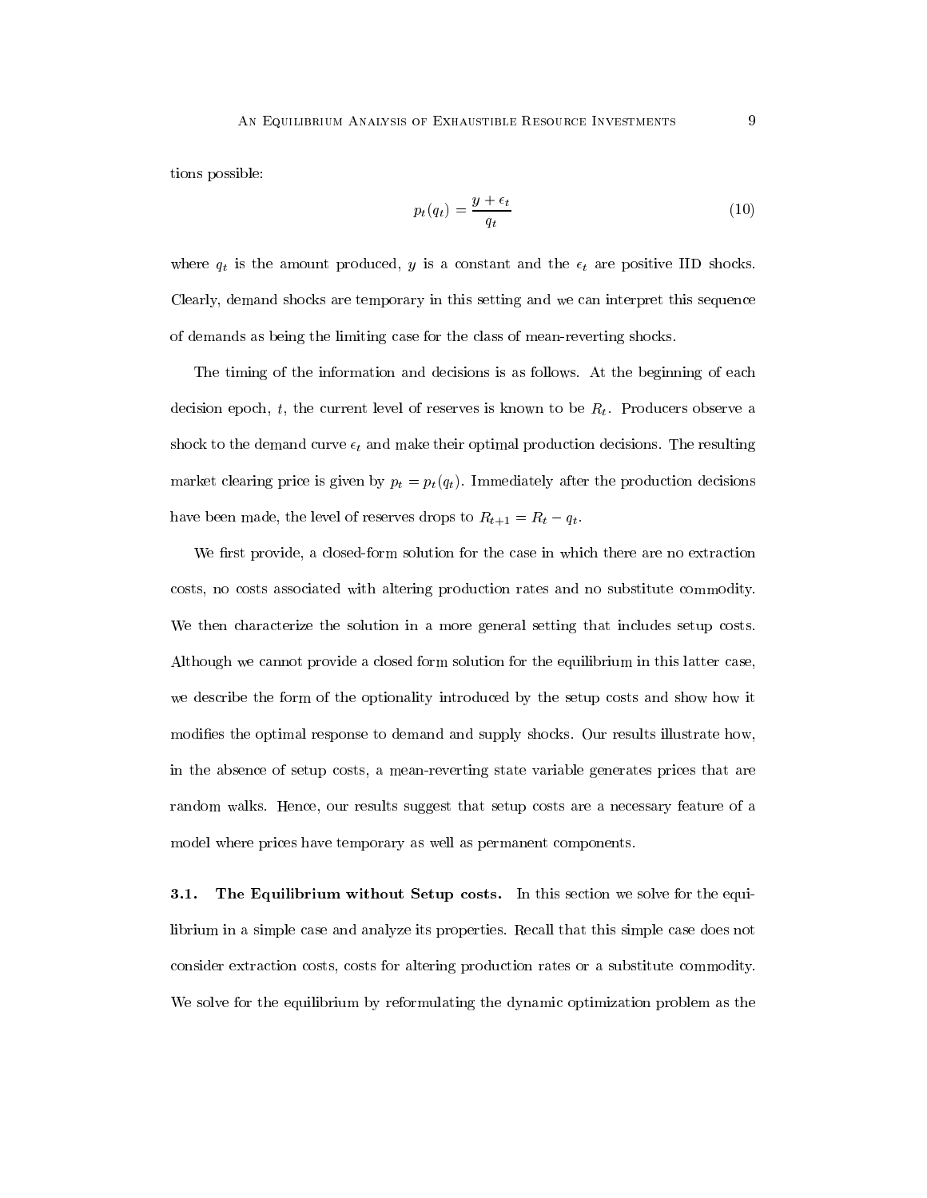tions possible:

$$p_t(q_t) = \frac{y + \epsilon_t}{q_t} \tag{10}$$

where $q_t$ is the amount produced, $y$ is a constant and the $\epsilon_t$ are positive IID shocks. Clearly, demand shocks are temporary in this setting and we can interpret this sequence of demands as being the limiting case for the class of mean-reverting shocks.

The timing of the information and decisions is as follows. At the beginning of each decision epoch, $t$, the current level of reserves is known to be $R_t$. Producers observe a shock to the demand curve $\epsilon_t$ and make their optimal production decisions. The resulting market clearing price is given by $p_t = p_t(q_t)$. Immediately after the production decisions have been made, the level of reserves drops to $R_{t+1} = R_t - q_t$.

We first provide, a closed-form solution for the case in which there are no extraction costs, no costs associated with altering production rates and no substitute commodity. We then characterize the solution in a more general setting that includes setup costs. Although we cannot provide a closed form solution for the equilibrium in this latter case, we describe the form of the optionality introduced by the setup costs and show how it modifies the optimal response to demand and supply shocks. Our results illustrate how, in the absence of setup costs, a mean-reverting state variable generates prices that are random walks. Hence, our results suggest that setup costs are a necessary feature of a model where prices have temporary as well as permanent components.

**3.1. The Equilibrium without Setup costs.** In this section we solve for the equilibrium in a simple case and analyze its properties. Recall that this simple case does not consider extraction costs, costs for altering production rates or a substitute commodity. We solve for the equilibrium by reformulating the dynamic optimization problem as the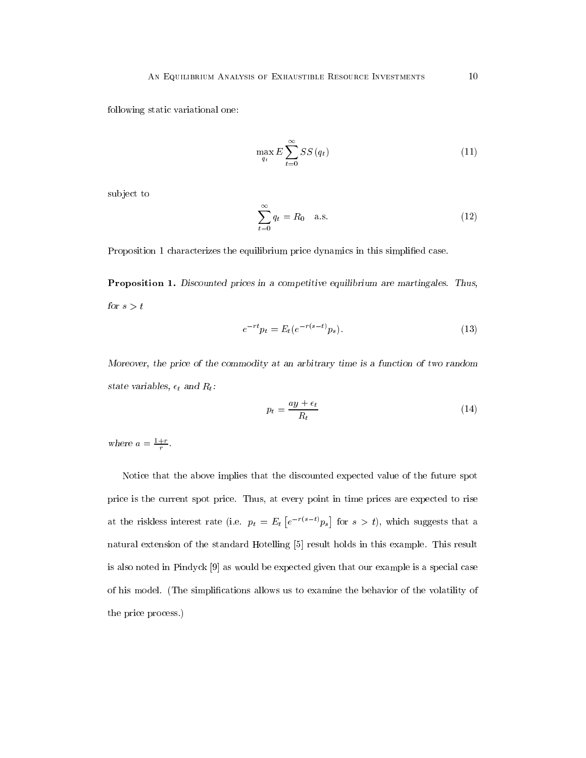following static variational one:

$$\max_{q_t} E \sum_{t=0}^{\infty} SS\left(q_t\right) \tag{11}$$

subject to

$$\sum_{t=0}^{\infty} q_t = R_0 \quad \text{a.s.} \tag{12}$$

Proposition 1 characterizes the equilibrium price dynamics in this simplified case.

**Proposition 1.** *Discounted prices in a competitive equilibrium are martingales. Thus, for $s > t$*

$$e^{-rt} p_t = E_t(e^{-r(s-t)} p_s). \tag{13}$$

*Moreover, the price of the commodity at an arbitrary time is a function of two random state variables, $\epsilon_t$ and $R_t$:*

$$p_t = \frac{ay + \epsilon_t}{R_t} \tag{14}$$

*where $a = \frac{1+r}{r}$.*

Notice that the above implies that the discounted expected value of the future spot price is the current spot price. Thus, at every point in time prices are expected to rise at the riskless interest rate (i.e. $p_t = E_t\left[e^{-r(s-t)} p_s\right]$ for $s > t$), which suggests that a natural extension of the standard Hotelling [5] result holds in this example. This result is also noted in Pindyck [9] as would be expected given that our example is a special case of his model. (The simplifications allows us to examine the behavior of the volatility of the price process.)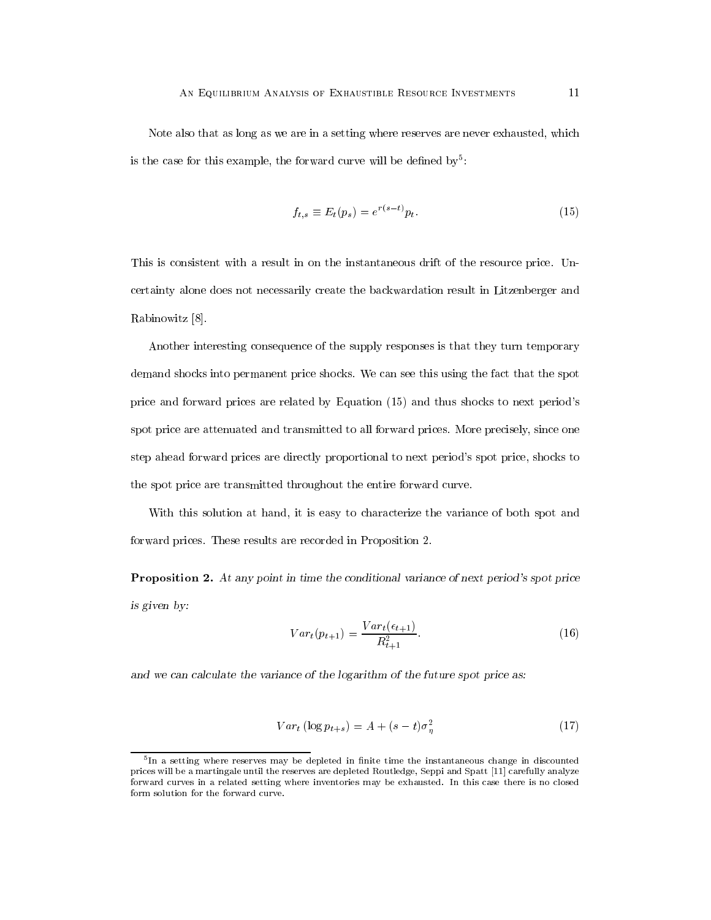Note also that as long as we are in a setting where reserves are never exhausted, which is the case for this example, the forward curve will be defined by[5]:

$$f_{t,s} \equiv E_t(p_s) = e^{r(s-t)} p_t. \tag{15}$$

This is consistent with a result in on the instantaneous drift of the resource price. Uncertainty alone does not necessarily create the backwardation result in Litzenberger and Rabinowitz [8].

Another interesting consequence of the supply responses is that they turn temporary demand shocks into permanent price shocks. We can see this using the fact that the spot price and forward prices are related by Equation (15) and thus shocks to next period's spot price are attenuated and transmitted to all forward prices. More precisely, since one step ahead forward prices are directly proportional to next period's spot price, shocks to the spot price are transmitted throughout the entire forward curve.

With this solution at hand, it is easy to characterize the variance of both spot and forward prices. These results are recorded in Proposition 2.

**Proposition 2.** *At any point in time the conditional variance of next period's spot price is given by:*

$$Var_t(p_{t+1}) = \frac{Var_t(\epsilon_{t+1})}{R_{t+1}^2}. \tag{16}$$

*and we can calculate the variance of the logarithm of the future spot price as:*

$$Var_t(\log p_{t+s}) = A + (s-t)\sigma_\eta^2 \tag{17}$$

---

[5] In a setting where reserves may be depleted in finite time the instantaneous change in discounted prices will be a martingale until the reserves are depleted Routledge, Seppi and Spatt [11] carefully analyze forward curves in a related setting where inventories may be exhausted. In this case there is no closed form solution for the forward curve.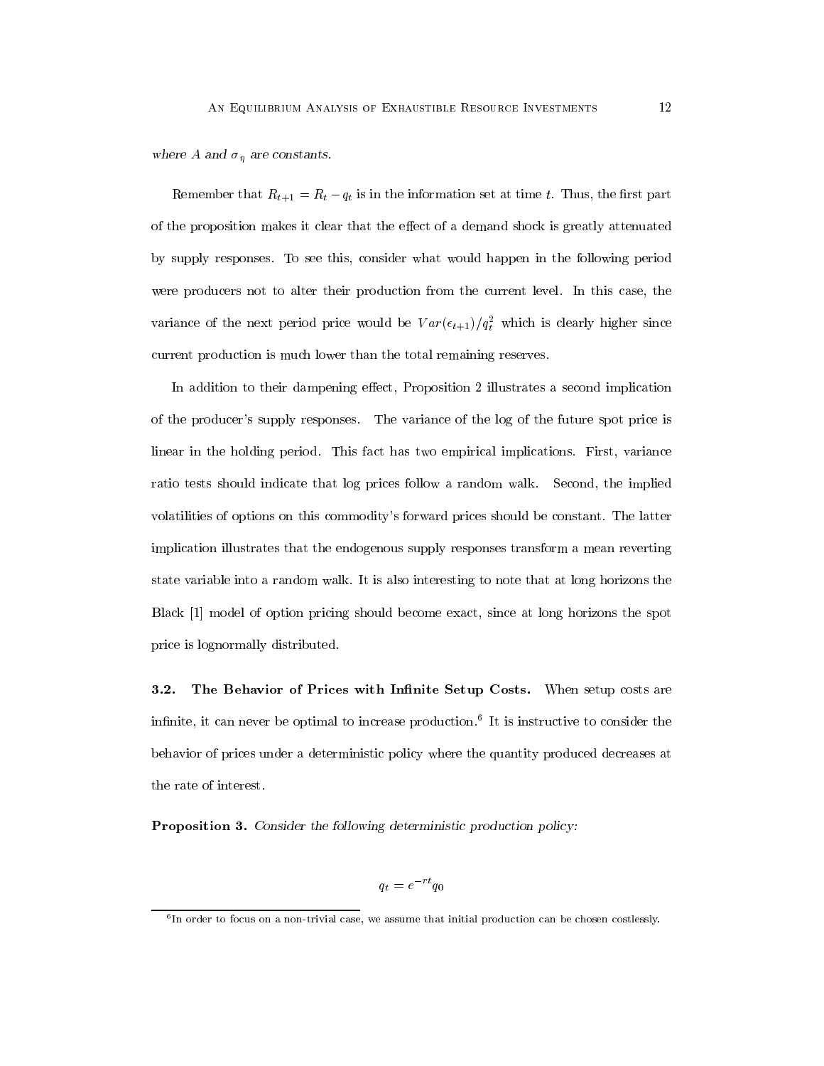*where $A$ and $\sigma_\eta$ are constants.*

Remember that $R_{t+1} = R_t - q_t$ is in the information set at time $t$. Thus, the first part of the proposition makes it clear that the effect of a demand shock is greatly attenuated by supply responses. To see this, consider what would happen in the following period were producers not to alter their production from the current level. In this case, the variance of the next period price would be $Var(\epsilon_{t+1})/q_t^2$ which is clearly higher since current production is much lower than the total remaining reserves.

In addition to their dampening effect, Proposition 2 illustrates a second implication of the producer's supply responses. The variance of the log of the future spot price is linear in the holding period. This fact has two empirical implications. First, variance ratio tests should indicate that log prices follow a random walk. Second, the implied volatilities of options on this commodity's forward prices should be constant. The latter implication illustrates that the endogenous supply responses transform a mean reverting state variable into a random walk. It is also interesting to note that at long horizons the Black [1] model of option pricing should become exact, since at long horizons the spot price is lognormally distributed.

**3.2. The Behavior of Prices with Infinite Setup Costs.** When setup costs are infinite, it can never be optimal to increase production.[6] It is instructive to consider the behavior of prices under a deterministic policy where the quantity produced decreases at the rate of interest.

**Proposition 3.** *Consider the following deterministic production policy:*

$$q_t = e^{-rt} q_0$$

[6] In order to focus on a non-trivial case, we assume that initial production can be chosen costlessly.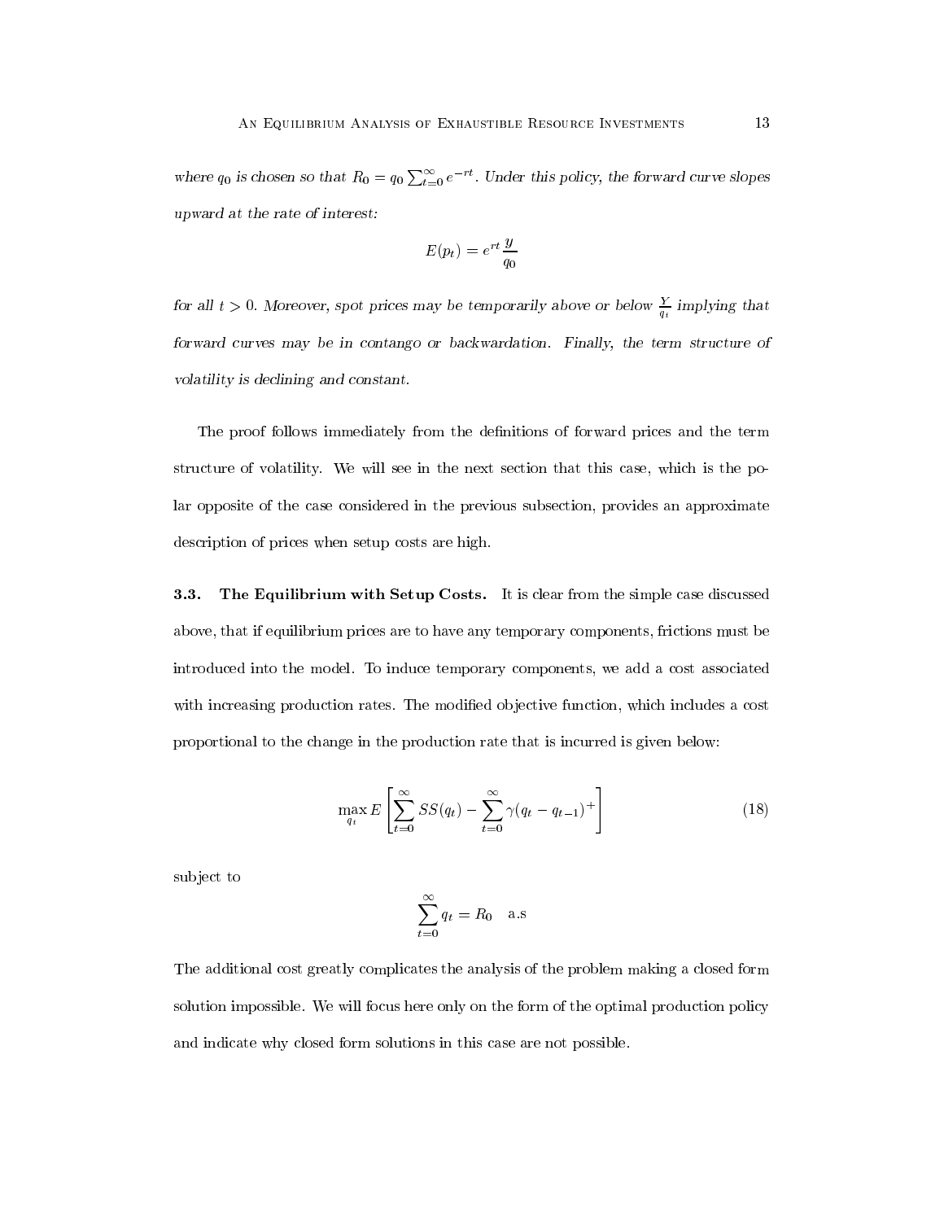*where $q_0$ is chosen so that $R_0 = q_0 \sum_{t=0}^{\infty} e^{-rt}$. Under this policy, the forward curve slopes upward at the rate of interest:*

$$E(p_t) = e^{rt} \frac{y}{q_0}$$

*for all $t > 0$. Moreover, spot prices may be temporarily above or below $\frac{Y}{q_t}$ implying that forward curves may be in contango or backwardation. Finally, the term structure of volatility is declining and constant.*

The proof follows immediately from the definitions of forward prices and the term structure of volatility. We will see in the next section that this case, which is the polar opposite of the case considered in the previous subsection, provides an approximate description of prices when setup costs are high.

**3.3. The Equilibrium with Setup Costs.** It is clear from the simple case discussed above, that if equilibrium prices are to have any temporary components, frictions must be introduced into the model. To induce temporary components, we add a cost associated with increasing production rates. The modified objective function, which includes a cost proportional to the change in the production rate that is incurred is given below:

$$\max_{q_t} E\left[\sum_{t=0}^{\infty} SS(q_t) - \sum_{t=0}^{\infty} \gamma(q_t - q_{t-1})^+\right] \tag{18}$$

subject to

$$\sum_{t=0}^{\infty} q_t = R_0 \quad \text{a.s}$$

The additional cost greatly complicates the analysis of the problem making a closed form solution impossible. We will focus here only on the form of the optimal production policy and indicate why closed form solutions in this case are not possible.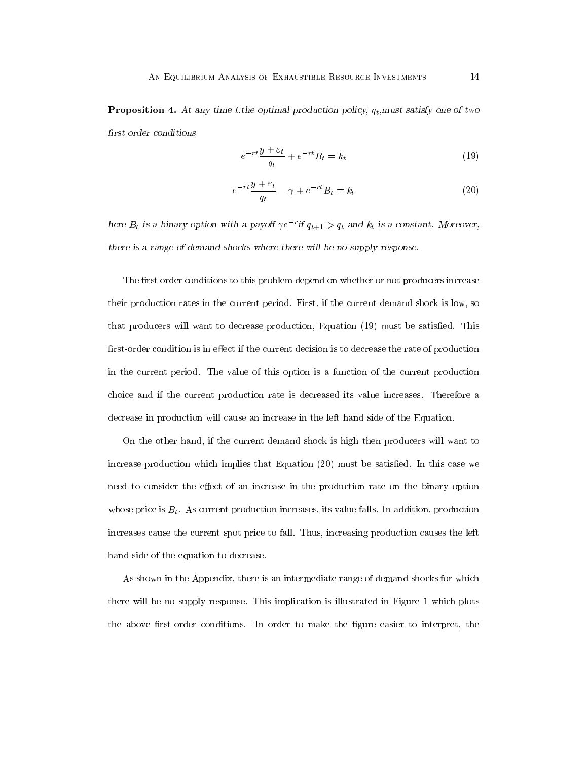**Proposition 4.** *At any time t.the optimal production policy, $q_t$,must satisfy one of two first order conditions*

$$e^{-rt}\frac{y+\varepsilon_t}{q_t} + e^{-rt}B_t = k_t \tag{19}$$

$$e^{-rt}\frac{y+\varepsilon_t}{q_t} - \gamma + e^{-rt}B_t = k_t \tag{20}$$

*here $B_t$ is a binary option with a payoff $\gamma e^{-r}$if $q_{t+1} > q_t$ and $k_t$ is a constant. Moreover, there is a range of demand shocks where there will be no supply response.*

The first order conditions to this problem depend on whether or not producers increase their production rates in the current period. First, if the current demand shock is low, so that producers will want to decrease production, Equation (19) must be satisfied. This first-order condition is in effect if the current decision is to decrease the rate of production in the current period. The value of this option is a function of the current production choice and if the current production rate is decreased its value increases. Therefore a decrease in production will cause an increase in the left hand side of the Equation.

On the other hand, if the current demand shock is high then producers will want to increase production which implies that Equation (20) must be satisfied. In this case we need to consider the effect of an increase in the production rate on the binary option whose price is $B_t$. As current production increases, its value falls. In addition, production increases cause the current spot price to fall. Thus, increasing production causes the left hand side of the equation to decrease.

As shown in the Appendix, there is an intermediate range of demand shocks for which there will be no supply response. This implication is illustrated in Figure 1 which plots the above first-order conditions. In order to make the figure easier to interpret, the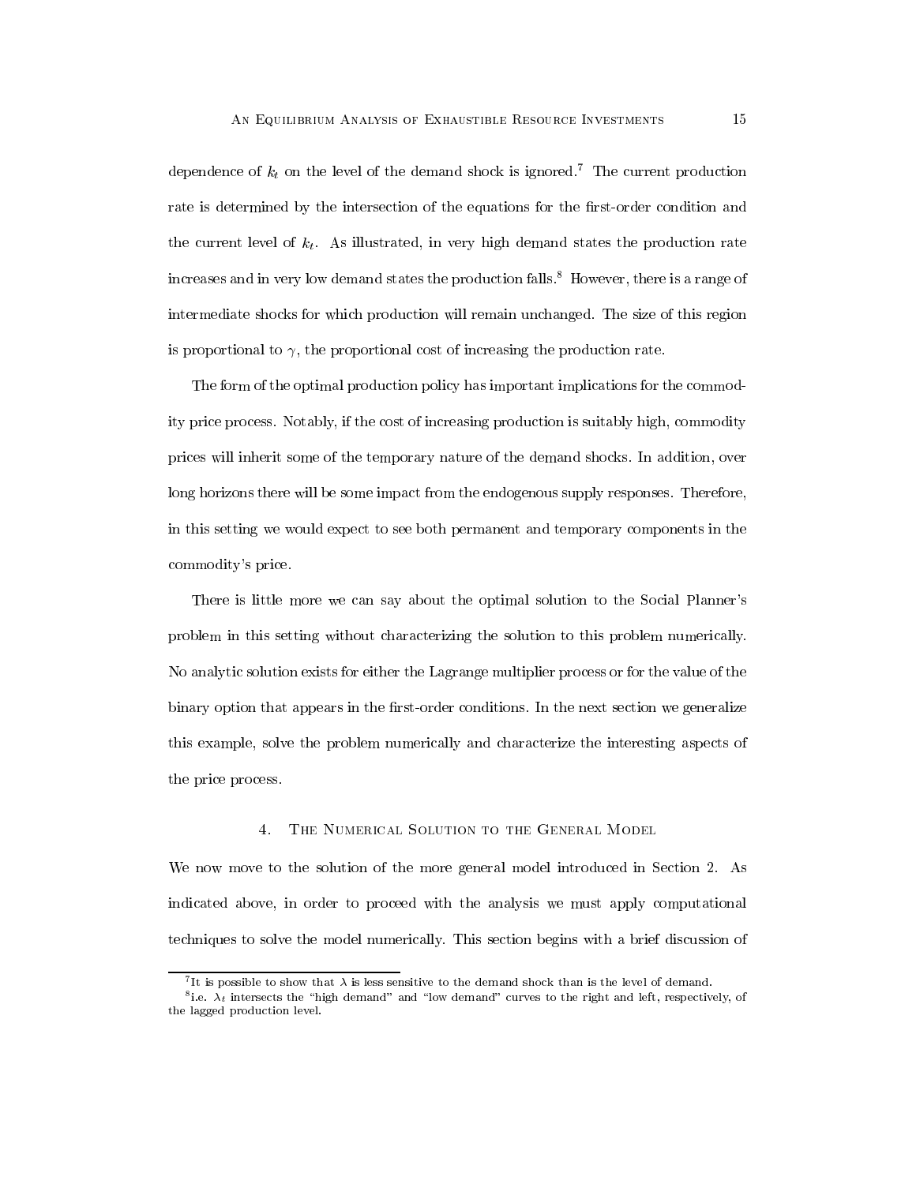dependence of $k_t$ on the level of the demand shock is ignored.[7] The current production rate is determined by the intersection of the equations for the first-order condition and the current level of $k_t$. As illustrated, in very high demand states the production rate increases and in very low demand states the production falls.[8] However, there is a range of intermediate shocks for which production will remain unchanged. The size of this region is proportional to $\gamma$, the proportional cost of increasing the production rate.

The form of the optimal production policy has important implications for the commodity price process. Notably, if the cost of increasing production is suitably high, commodity prices will inherit some of the temporary nature of the demand shocks. In addition, over long horizons there will be some impact from the endogenous supply responses. Therefore, in this setting we would expect to see both permanent and temporary components in the commodity's price.

There is little more we can say about the optimal solution to the Social Planner's problem in this setting without characterizing the solution to this problem numerically. No analytic solution exists for either the Lagrange multiplier process or for the value of the binary option that appears in the first-order conditions. In the next section we generalize this example, solve the problem numerically and characterize the interesting aspects of the price process.

## 4. The Numerical Solution to the General Model

We now move to the solution of the more general model introduced in Section 2. As indicated above, in order to proceed with the analysis we must apply computational techniques to solve the model numerically. This section begins with a brief discussion of

---

[7] It is possible to show that $\lambda$ is less sensitive to the demand shock than is the level of demand.

[8] i.e. $\lambda_t$ intersects the "high demand" and "low demand" curves to the right and left, respectively, of the lagged production level.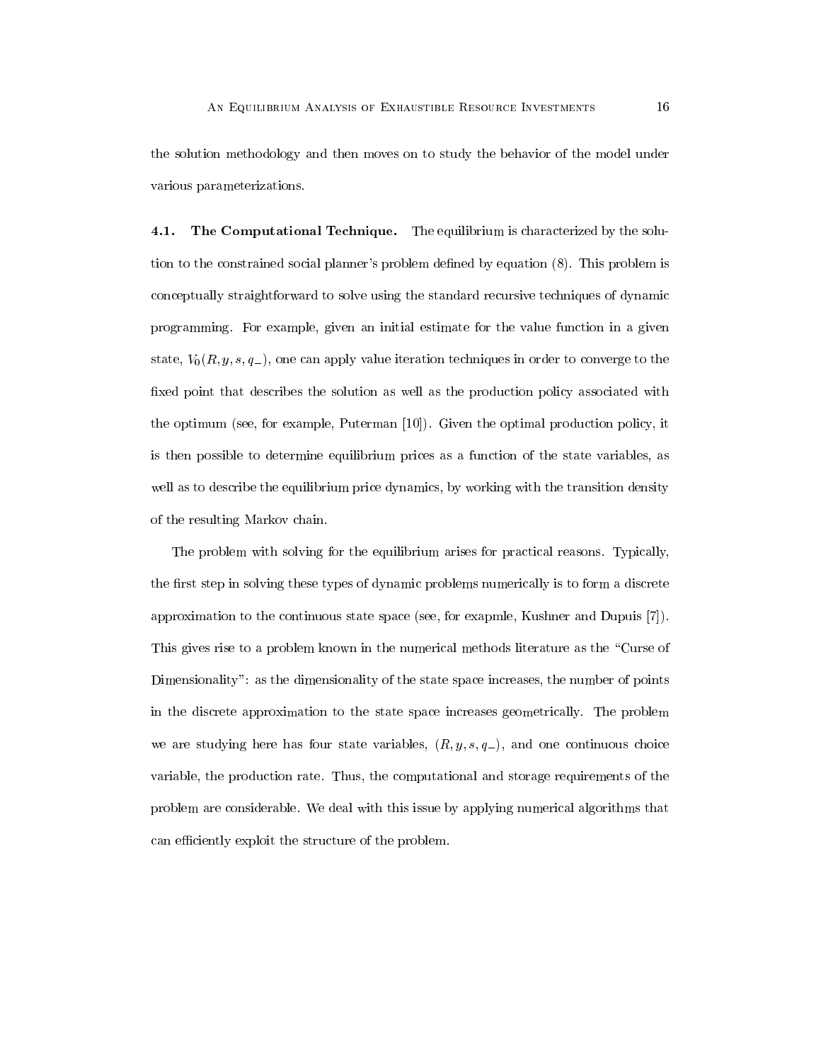the solution methodology and then moves on to study the behavior of the model under various parameterizations.

**4.1. The Computational Technique.** The equilibrium is characterized by the solution to the constrained social planner's problem defined by equation (8). This problem is conceptually straightforward to solve using the standard recursive techniques of dynamic programming. For example, given an initial estimate for the value function in a given state, $V_0(R, y, s, q_-)$, one can apply value iteration techniques in order to converge to the fixed point that describes the solution as well as the production policy associated with the optimum (see, for example, Puterman [10]). Given the optimal production policy, it is then possible to determine equilibrium prices as a function of the state variables, as well as to describe the equilibrium price dynamics, by working with the transition density of the resulting Markov chain.

The problem with solving for the equilibrium arises for practical reasons. Typically, the first step in solving these types of dynamic problems numerically is to form a discrete approximation to the continuous state space (see, for exapmle, Kushner and Dupuis [7]). This gives rise to a problem known in the numerical methods literature as the "Curse of Dimensionality": as the dimensionality of the state space increases, the number of points in the discrete approximation to the state space increases geometrically. The problem we are studying here has four state variables, $(R, y, s, q_-)$, and one continuous choice variable, the production rate. Thus, the computational and storage requirements of the problem are considerable. We deal with this issue by applying numerical algorithms that can efficiently exploit the structure of the problem.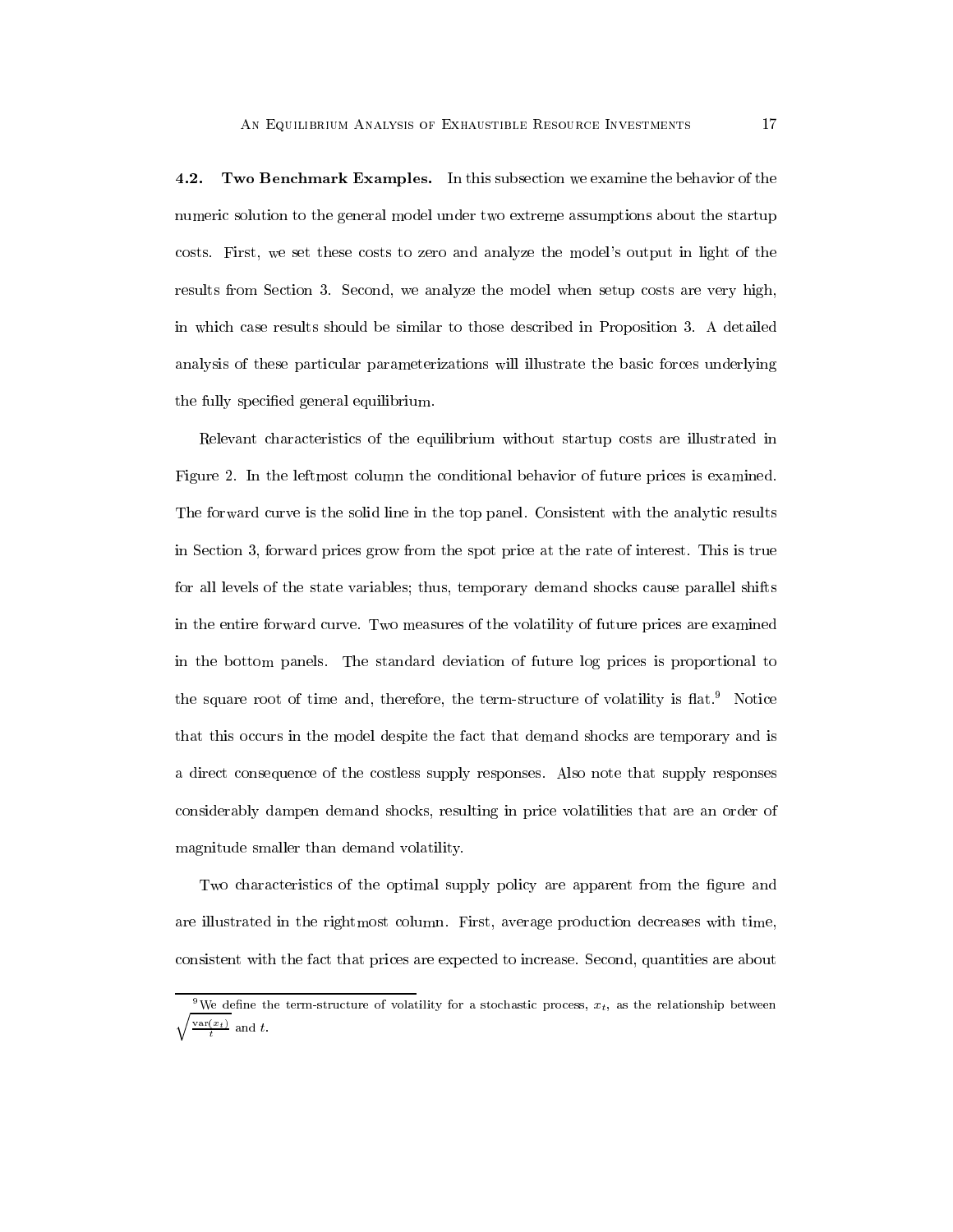### 4.2. Two Benchmark Examples.

In this subsection we examine the behavior of the numeric solution to the general model under two extreme assumptions about the startup costs. First, we set these costs to zero and analyze the model's output in light of the results from Section 3. Second, we analyze the model when setup costs are very high, in which case results should be similar to those described in Proposition 3. A detailed analysis of these particular parameterizations will illustrate the basic forces underlying the fully specified general equilibrium.

Relevant characteristics of the equilibrium without startup costs are illustrated in Figure 2. In the leftmost column the conditional behavior of future prices is examined. The forward curve is the solid line in the top panel. Consistent with the analytic results in Section 3, forward prices grow from the spot price at the rate of interest. This is true for all levels of the state variables; thus, temporary demand shocks cause parallel shifts in the entire forward curve. Two measures of the volatility of future prices are examined in the bottom panels. The standard deviation of future log prices is proportional to the square root of time and, therefore, the term-structure of volatility is flat.[9] Notice that this occurs in the model despite the fact that demand shocks are temporary and is a direct consequence of the costless supply responses. Also note that supply responses considerably dampen demand shocks, resulting in price volatilities that are an order of magnitude smaller than demand volatility.

Two characteristics of the optimal supply policy are apparent from the figure and are illustrated in the rightmost column. First, average production decreases with time, consistent with the fact that prices are expected to increase. Second, quantities are about

---

[9] We define the term-structure of volatility for a stochastic process, $x_t$, as the relationship between $\sqrt{\frac{\text{var}(x_t)}{t}}$ and $t$.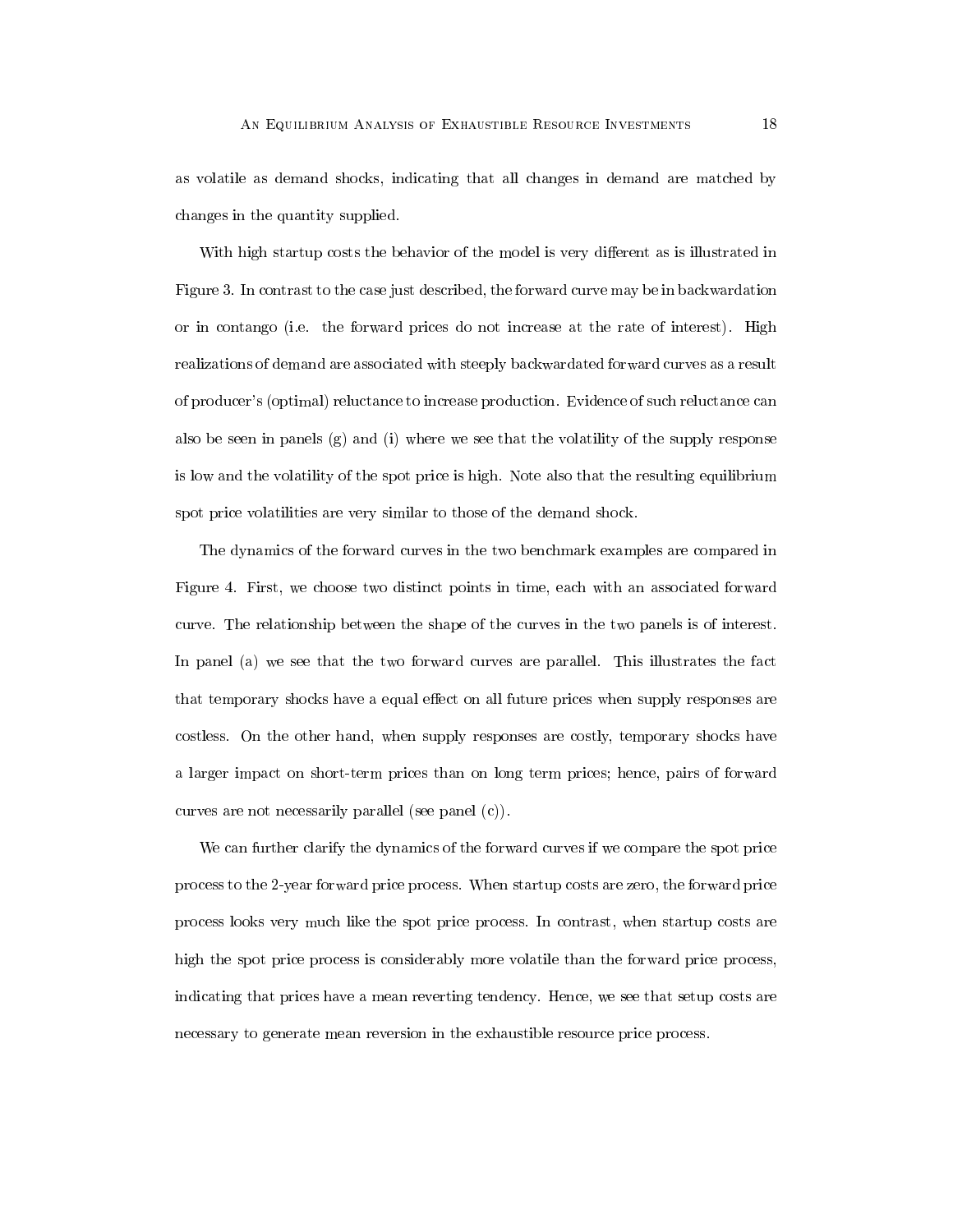as volatile as demand shocks, indicating that all changes in demand are matched by changes in the quantity supplied.

With high startup costs the behavior of the model is very different as is illustrated in Figure 3. In contrast to the case just described, the forward curve may be in backwardation or in contango (i.e. the forward prices do not increase at the rate of interest). High realizations of demand are associated with steeply backwardated forward curves as a result of producer's (optimal) reluctance to increase production. Evidence of such reluctance can also be seen in panels (g) and (i) where we see that the volatility of the supply response is low and the volatility of the spot price is high. Note also that the resulting equilibrium spot price volatilities are very similar to those of the demand shock.

The dynamics of the forward curves in the two benchmark examples are compared in Figure 4. First, we choose two distinct points in time, each with an associated forward curve. The relationship between the shape of the curves in the two panels is of interest. In panel (a) we see that the two forward curves are parallel. This illustrates the fact that temporary shocks have a equal effect on all future prices when supply responses are costless. On the other hand, when supply responses are costly, temporary shocks have a larger impact on short-term prices than on long term prices; hence, pairs of forward curves are not necessarily parallel (see panel (c)).

We can further clarify the dynamics of the forward curves if we compare the spot price process to the 2-year forward price process. When startup costs are zero, the forward price process looks very much like the spot price process. In contrast, when startup costs are high the spot price process is considerably more volatile than the forward price process, indicating that prices have a mean reverting tendency. Hence, we see that setup costs are necessary to generate mean reversion in the exhaustible resource price process.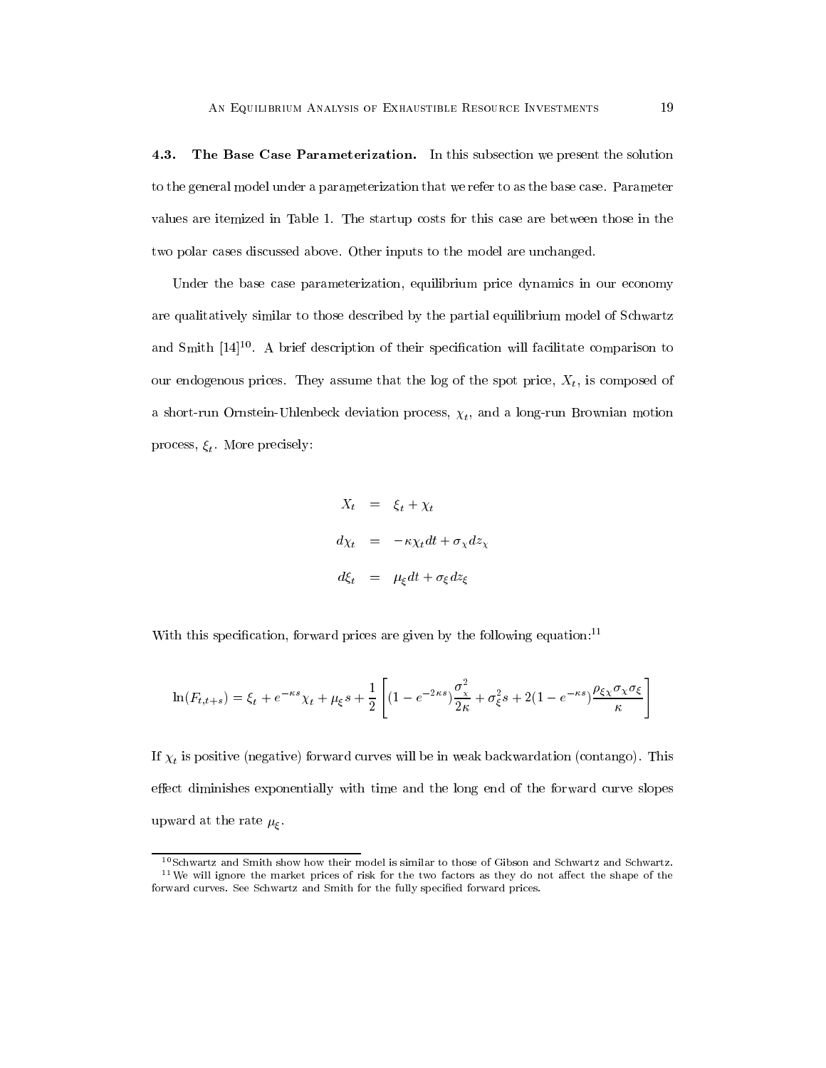**4.3. The Base Case Parameterization.** In this subsection we present the solution to the general model under a parameterization that we refer to as the base case. Parameter values are itemized in Table 1. The startup costs for this case are between those in the two polar cases discussed above. Other inputs to the model are unchanged.

Under the base case parameterization, equilibrium price dynamics in our economy are qualitatively similar to those described by the partial equilibrium model of Schwartz and Smith [14][10]. A brief description of their specification will facilitate comparison to our endogenous prices. They assume that the log of the spot price, $X_t$, is composed of a short-run Ornstein-Uhlenbeck deviation process, $\chi_t$, and a long-run Brownian motion process, $\xi_t$. More precisely:

$$
\begin{aligned}
X_t &= \xi_t + \chi_t \\
d\chi_t &= -\kappa \chi_t dt + \sigma_\chi dz_\chi \\
d\xi_t &= \mu_\xi dt + \sigma_\xi dz_\xi
\end{aligned}
$$

With this specification, forward prices are given by the following equation:[11]

$$
\ln(F_{t,t+s}) = \xi_t + e^{-\kappa s}\chi_t + \mu_\xi s + \frac{1}{2}\left[(1 - e^{-2\kappa s})\frac{\sigma_\chi^2}{2\kappa} + \sigma_\xi^2 s + 2(1 - e^{-\kappa s})\frac{\rho_{\xi\chi}\sigma_\chi\sigma_\xi}{\kappa}\right]
$$

If $\chi_t$ is positive (negative) forward curves will be in weak backwardation (contango). This effect diminishes exponentially with time and the long end of the forward curve slopes upward at the rate $\mu_\xi$.

[10] Schwartz and Smith show how their model is similar to those of Gibson and Schwartz and Schwartz.

[11] We will ignore the market prices of risk for the two factors as they do not affect the shape of the forward curves. See Schwartz and Smith for the fully specified forward prices.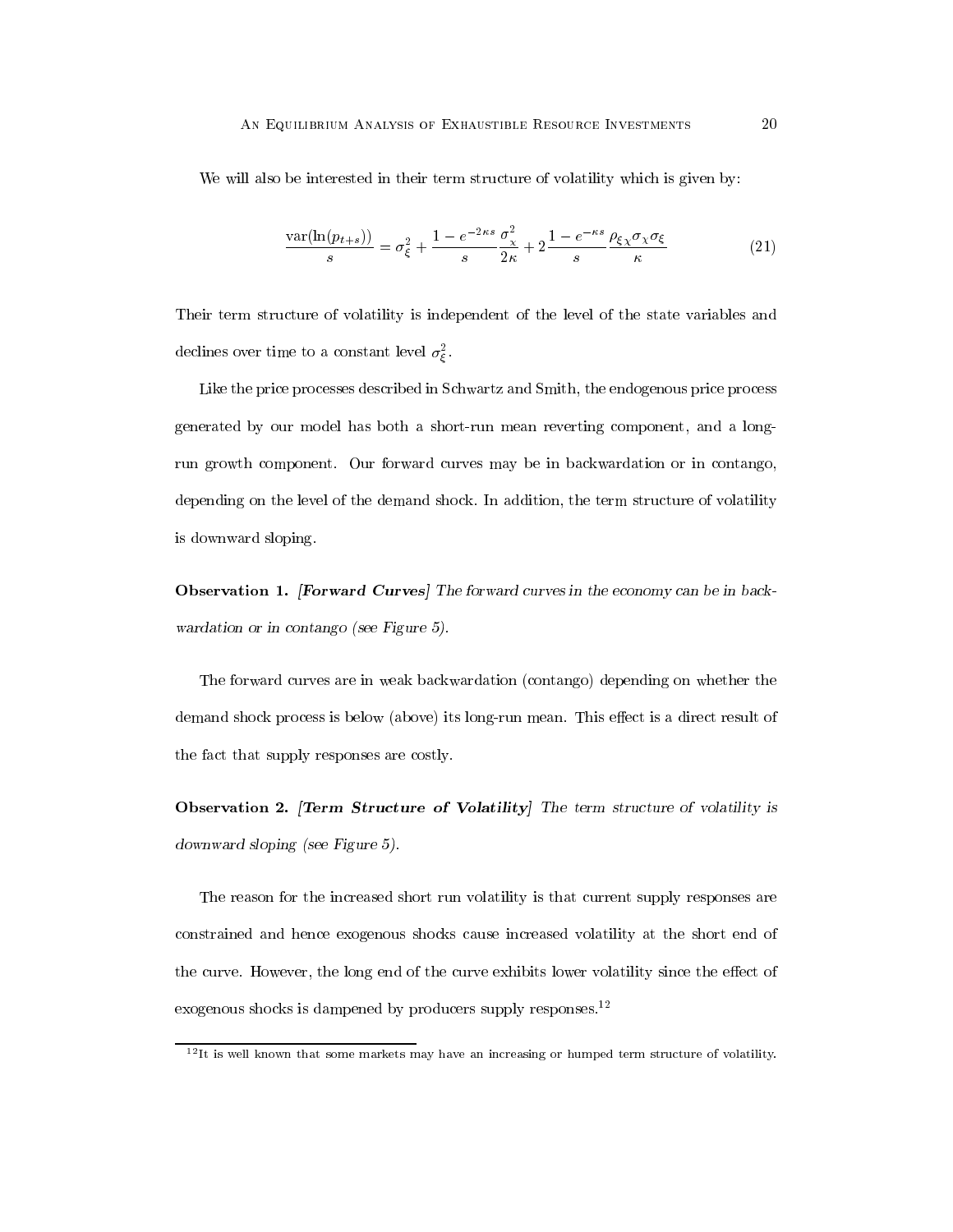We will also be interested in their term structure of volatility which is given by:

$$\frac{\text{var}(\ln(p_{t+s}))}{s} = \sigma_\xi^2 + \frac{1 - e^{-2\kappa s}}{s}\frac{\sigma_\chi^2}{2\kappa} + 2\frac{1 - e^{-\kappa s}}{s}\frac{\rho_{\xi\chi}\sigma_\chi\sigma_\xi}{\kappa} \tag{21}$$

Their term structure of volatility is independent of the level of the state variables and declines over time to a constant level $\sigma_\xi^2$.

Like the price processes described in Schwartz and Smith, the endogenous price process generated by our model has both a short-run mean reverting component, and a long-run growth component. Our forward curves may be in backwardation or in contango, depending on the level of the demand shock. In addition, the term structure of volatility is downward sloping.

**Observation 1.** *[**Forward Curves**] The forward curves in the economy can be in backwardation or in contango (see Figure 5).*

The forward curves are in weak backwardation (contango) depending on whether the demand shock process is below (above) its long-run mean. This effect is a direct result of the fact that supply responses are costly.

**Observation 2.** *[**Term Structure of Volatility**] The term structure of volatility is downward sloping (see Figure 5).*

The reason for the increased short run volatility is that current supply responses are constrained and hence exogenous shocks cause increased volatility at the short end of the curve. However, the long end of the curve exhibits lower volatility since the effect of exogenous shocks is dampened by producers supply responses.[12]

[12] It is well known that some markets may have an increasing or humped term structure of volatility.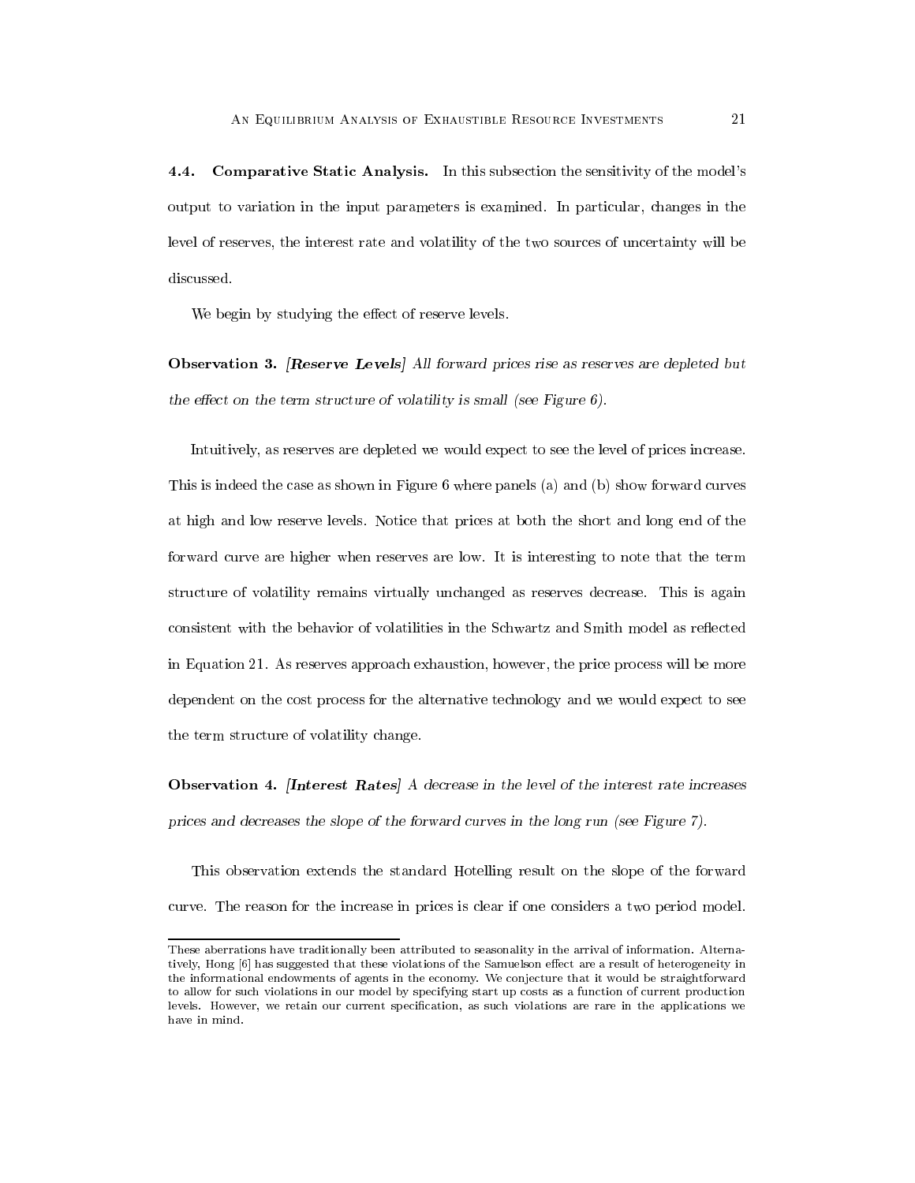### 4.4. Comparative Static Analysis.

In this subsection the sensitivity of the model's output to variation in the input parameters is examined. In particular, changes in the level of reserves, the interest rate and volatility of the two sources of uncertainty will be discussed.

We begin by studying the effect of reserve levels.

**Observation 3.** *[**Reserve Levels**] All forward prices rise as reserves are depleted but the effect on the term structure of volatility is small (see Figure 6).*

Intuitively, as reserves are depleted we would expect to see the level of prices increase. This is indeed the case as shown in Figure 6 where panels (a) and (b) show forward curves at high and low reserve levels. Notice that prices at both the short and long end of the forward curve are higher when reserves are low. It is interesting to note that the term structure of volatility remains virtually unchanged as reserves decrease. This is again consistent with the behavior of volatilities in the Schwartz and Smith model as reflected in Equation 21. As reserves approach exhaustion, however, the price process will be more dependent on the cost process for the alternative technology and we would expect to see the term structure of volatility change.

**Observation 4.** *[**Interest Rates**] A decrease in the level of the interest rate increases prices and decreases the slope of the forward curves in the long run (see Figure 7).*

This observation extends the standard Hotelling result on the slope of the forward curve. The reason for the increase in prices is clear if one considers a two period model.

---

These aberrations have traditionally been attributed to seasonality in the arrival of information. Alternatively, Hong [6] has suggested that these violations of the Samuelson effect are a result of heterogeneity in the informational endowments of agents in the economy. We conjecture that it would be straightforward to allow for such violations in our model by specifying start up costs as a function of current production levels. However, we retain our current specification, as such violations are rare in the applications we have in mind.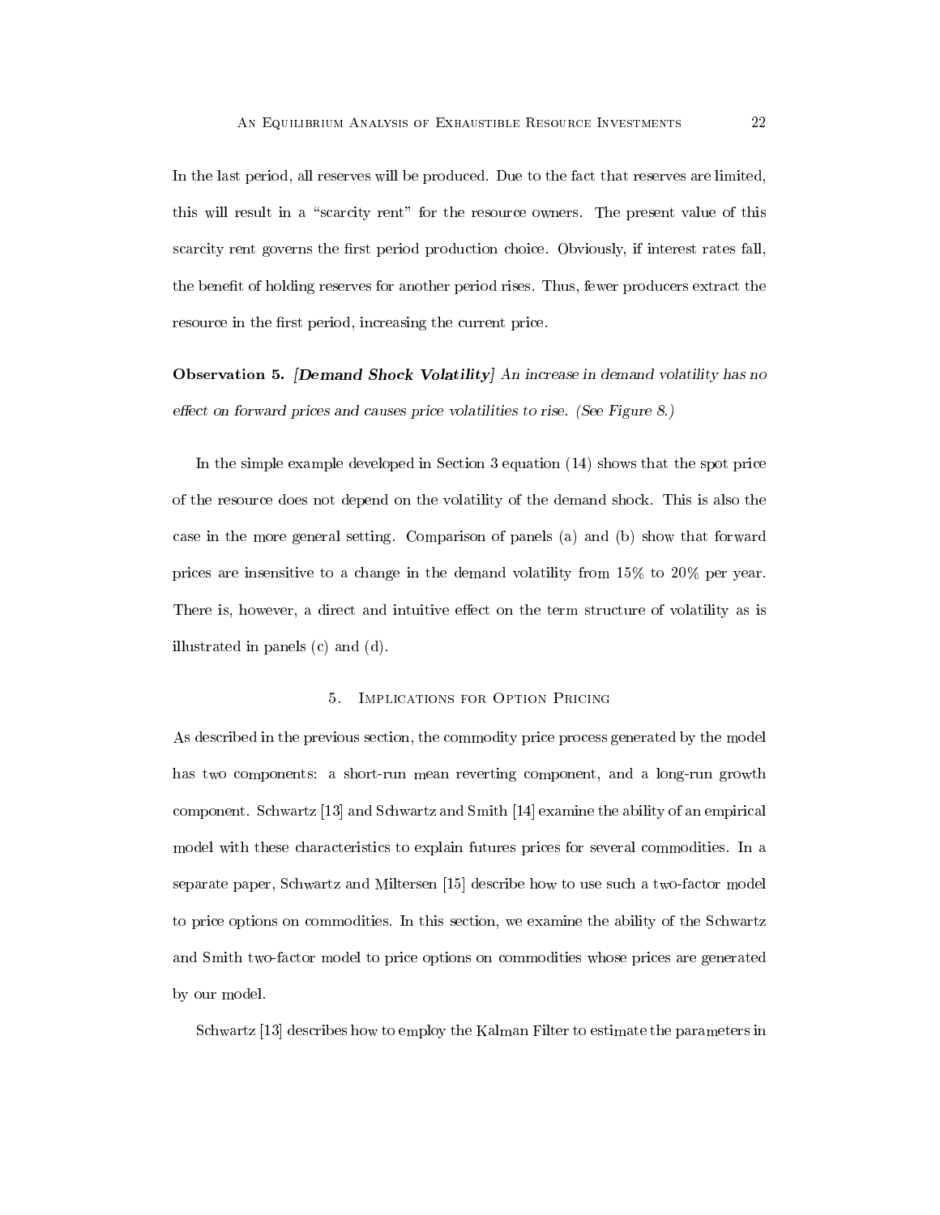In the last period, all reserves will be produced. Due to the fact that reserves are limited, this will result in a "scarcity rent" for the resource owners. The present value of this scarcity rent governs the first period production choice. Obviously, if interest rates fall, the benefit of holding reserves for another period rises. Thus, fewer producers extract the resource in the first period, increasing the current price.

**Observation 5.** ***[Demand Shock Volatility]*** *An increase in demand volatility has no effect on forward prices and causes price volatilities to rise. (See Figure 8.)*

In the simple example developed in Section 3 equation (14) shows that the spot price of the resource does not depend on the volatility of the demand shock. This is also the case in the more general setting. Comparison of panels (a) and (b) show that forward prices are insensitive to a change in the demand volatility from 15% to 20% per year. There is, however, a direct and intuitive effect on the term structure of volatility as is illustrated in panels (c) and (d).

## 5. Implications for Option Pricing

As described in the previous section, the commodity price process generated by the model has two components: a short-run mean reverting component, and a long-run growth component. Schwartz [13] and Schwartz and Smith [14] examine the ability of an empirical model with these characteristics to explain futures prices for several commodities. In a separate paper, Schwartz and Miltersen [15] describe how to use such a two-factor model to price options on commodities. In this section, we examine the ability of the Schwartz and Smith two-factor model to price options on commodities whose prices are generated by our model.

Schwartz [13] describes how to employ the Kalman Filter to estimate the parameters in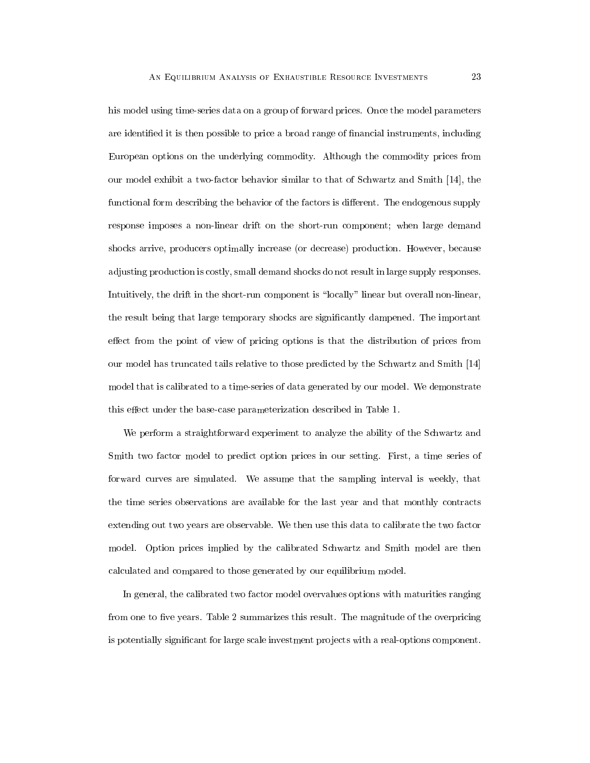his model using time-series data on a group of forward prices. Once the model parameters are identified it is then possible to price a broad range of financial instruments, including European options on the underlying commodity. Although the commodity prices from our model exhibit a two-factor behavior similar to that of Schwartz and Smith [14], the functional form describing the behavior of the factors is different. The endogenous supply response imposes a non-linear drift on the short-run component; when large demand shocks arrive, producers optimally increase (or decrease) production. However, because adjusting production is costly, small demand shocks do not result in large supply responses. Intuitively, the drift in the short-run component is "locally" linear but overall non-linear, the result being that large temporary shocks are significantly dampened. The important effect from the point of view of pricing options is that the distribution of prices from our model has truncated tails relative to those predicted by the Schwartz and Smith [14] model that is calibrated to a time-series of data generated by our model. We demonstrate this effect under the base-case parameterization described in Table 1.

We perform a straightforward experiment to analyze the ability of the Schwartz and Smith two factor model to predict option prices in our setting. First, a time series of forward curves are simulated. We assume that the sampling interval is weekly, that the time series observations are available for the last year and that monthly contracts extending out two years are observable. We then use this data to calibrate the two factor model. Option prices implied by the calibrated Schwartz and Smith model are then calculated and compared to those generated by our equilibrium model.

In general, the calibrated two factor model overvalues options with maturities ranging from one to five years. Table 2 summarizes this result. The magnitude of the overpricing is potentially significant for large scale investment projects with a real-options component.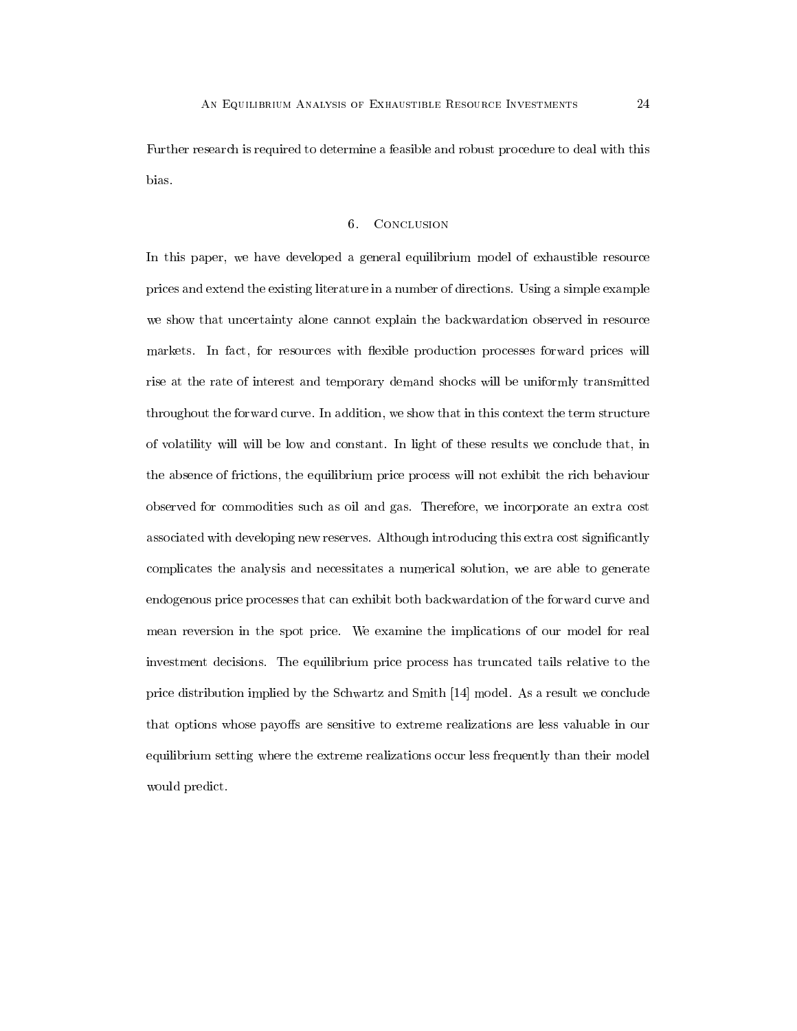Further research is required to determine a feasible and robust procedure to deal with this bias.

## 6. Conclusion

In this paper, we have developed a general equilibrium model of exhaustible resource prices and extend the existing literature in a number of directions. Using a simple example we show that uncertainty alone cannot explain the backwardation observed in resource markets. In fact, for resources with flexible production processes forward prices will rise at the rate of interest and temporary demand shocks will be uniformly transmitted throughout the forward curve. In addition, we show that in this context the term structure of volatility will will be low and constant. In light of these results we conclude that, in the absence of frictions, the equilibrium price process will not exhibit the rich behaviour observed for commodities such as oil and gas. Therefore, we incorporate an extra cost associated with developing new reserves. Although introducing this extra cost significantly complicates the analysis and necessitates a numerical solution, we are able to generate endogenous price processes that can exhibit both backwardation of the forward curve and mean reversion in the spot price. We examine the implications of our model for real investment decisions. The equilibrium price process has truncated tails relative to the price distribution implied by the Schwartz and Smith [14] model. As a result we conclude that options whose payoffs are sensitive to extreme realizations are less valuable in our equilibrium setting where the extreme realizations occur less frequently than their model would predict.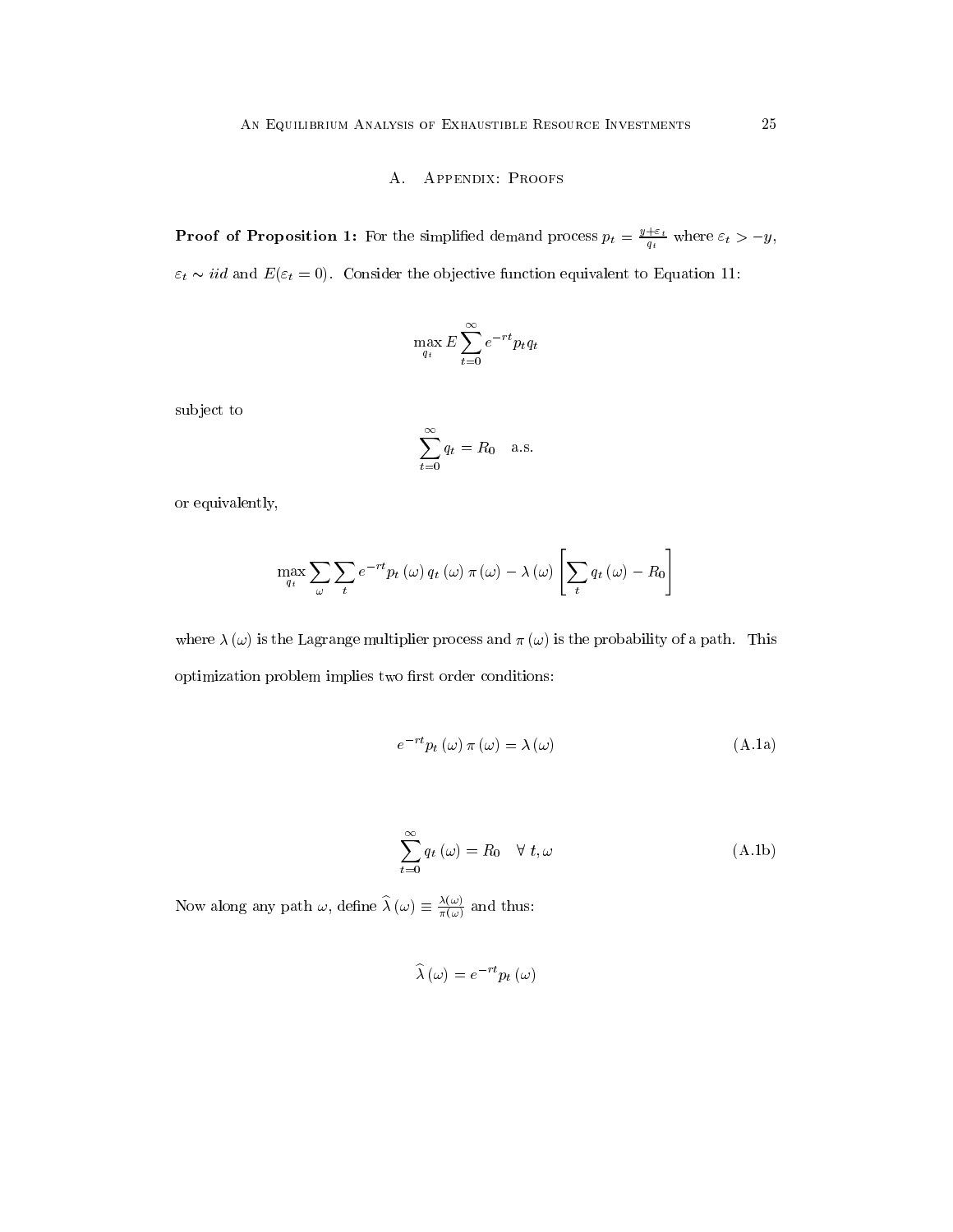## A. Appendix: Proofs

**Proof of Proposition 1:** For the simplified demand process $p_t = \frac{y+\varepsilon_t}{q_t}$ where $\varepsilon_t > -y$, $\varepsilon_t \sim iid$ and $E(\varepsilon_t = 0)$. Consider the objective function equivalent to Equation 11:

$$\max_{q_t} E \sum_{t=0}^{\infty} e^{-rt} p_t q_t$$

subject to

$$\sum_{t=0}^{\infty} q_t = R_0 \quad \text{a.s.}$$

or equivalently,

$$\max_{q_t} \sum_{\omega} \sum_{t} e^{-rt} p_t(\omega) q_t(\omega) \pi(\omega) - \lambda(\omega) \left[ \sum_{t} q_t(\omega) - R_0 \right]$$

where $\lambda(\omega)$ is the Lagrange multiplier process and $\pi(\omega)$ is the probability of a path. This optimization problem implies two first order conditions:

$$e^{-rt} p_t(\omega) \pi(\omega) = \lambda(\omega) \tag{A.1a}$$

$$\sum_{t=0}^{\infty} q_t(\omega) = R_0 \quad \forall \; t, \omega \tag{A.1b}$$

Now along any path $\omega$, define $\widehat{\lambda}(\omega) \equiv \frac{\lambda(\omega)}{\pi(\omega)}$ and thus:

$$\widehat{\lambda}(\omega) = e^{-rt} p_t(\omega)$$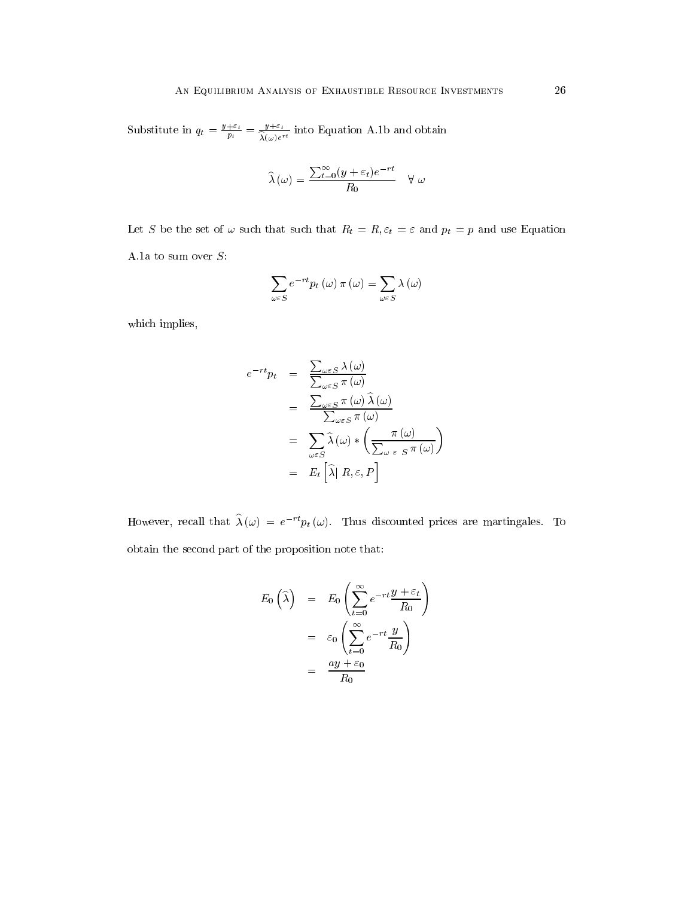Substitute in $q_t = \frac{y+\varepsilon_t}{p_t} = \frac{y+\varepsilon_t}{\widehat{\lambda}(\omega)e^{rt}}$ into Equation A.1b and obtain

$$\widehat{\lambda}\left(\omega\right) = \frac{\sum_{t=0}^{\infty}(y+\varepsilon_t)e^{-rt}}{R_0} \quad \forall\ \omega$$

Let $S$ be the set of $\omega$ such that such that $R_t = R, \varepsilon_t = \varepsilon$ and $p_t = p$ and use Equation A.1a to sum over $S$:

$$\sum_{\omega \varepsilon S} e^{-rt} p_t\left(\omega\right)\pi\left(\omega\right) = \sum_{\omega \varepsilon S}\lambda\left(\omega\right)$$

which implies,

$$\begin{aligned}
e^{-rt}p_t &= \frac{\sum_{\omega \varepsilon S}\lambda\left(\omega\right)}{\sum_{\omega \varepsilon S}\pi\left(\omega\right)} \\
&= \frac{\sum_{\omega \varepsilon S}\pi\left(\omega\right)\widehat{\lambda}\left(\omega\right)}{\sum_{\omega \varepsilon S}\pi\left(\omega\right)} \\
&= \sum_{\omega \varepsilon S}\widehat{\lambda}\left(\omega\right) * \left(\frac{\pi\left(\omega\right)}{\sum_{\omega\ \varepsilon\ S}\pi\left(\omega\right)}\right) \\
&= E_t\left[\widehat{\lambda}\middle|\ R, \varepsilon, P\right]
\end{aligned}$$

However, recall that $\widehat{\lambda}\left(\omega\right) = e^{-rt}p_t\left(\omega\right)$. Thus discounted prices are martingales. To obtain the second part of the proposition note that:

$$\begin{aligned}
E_0\left(\widehat{\lambda}\right) &= E_0\left(\sum_{t=0}^{\infty} e^{-rt}\frac{y+\varepsilon_t}{R_0}\right) \\
&= \varepsilon_0\left(\sum_{t=0}^{\infty} e^{-rt}\frac{y}{R_0}\right) \\
&= \frac{ay+\varepsilon_0}{R_0}
\end{aligned}$$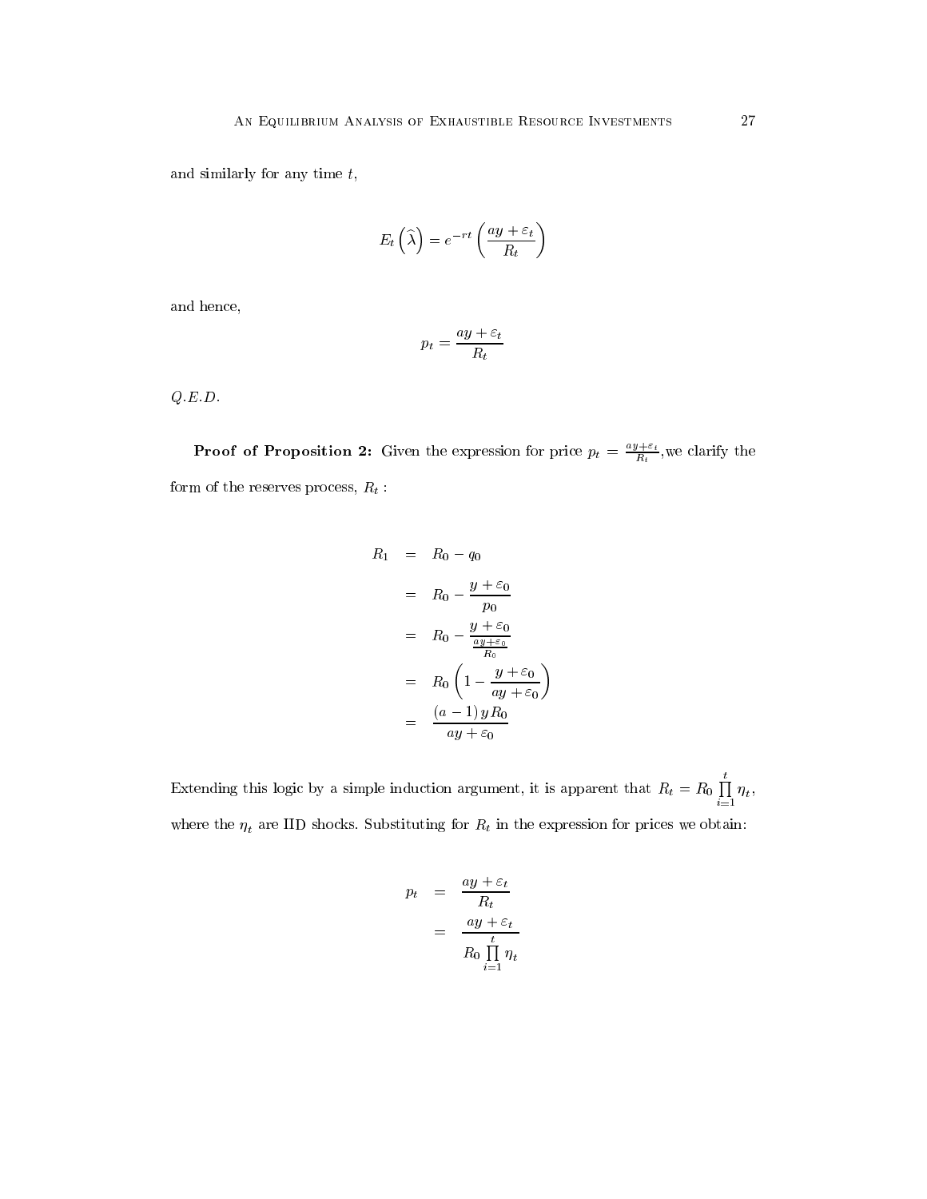and similarly for any time $t$,

$$E_t\left(\widehat{\lambda}\right) = e^{-rt}\left(\frac{ay + \varepsilon_t}{R_t}\right)$$

and hence,

$$p_t = \frac{ay + \varepsilon_t}{R_t}$$

*Q.E.D.*

**Proof of Proposition 2:** Given the expression for price $p_t = \frac{ay+\varepsilon_t}{R_t}$,we clarify the form of the reserves process, $R_t$ :

$$\begin{aligned}
R_1 &= R_0 - q_0 \\
&= R_0 - \frac{y + \varepsilon_0}{p_0} \\
&= R_0 - \frac{y + \varepsilon_0}{\frac{ay+\varepsilon_0}{R_0}} \\
&= R_0\left(1 - \frac{y + \varepsilon_0}{ay + \varepsilon_0}\right) \\
&= \frac{(a-1)\, y\, R_0}{ay + \varepsilon_0}
\end{aligned}$$

Extending this logic by a simple induction argument, it is apparent that $R_t = R_0 \prod_{i=1}^{t} \eta_t$, where the $\eta_t$ are IID shocks. Substituting for $R_t$ in the expression for prices we obtain:

$$\begin{aligned}
p_t &= \frac{ay + \varepsilon_t}{R_t} \\
&= \frac{ay + \varepsilon_t}{R_0 \prod_{i=1}^{t} \eta_t}
\end{aligned}$$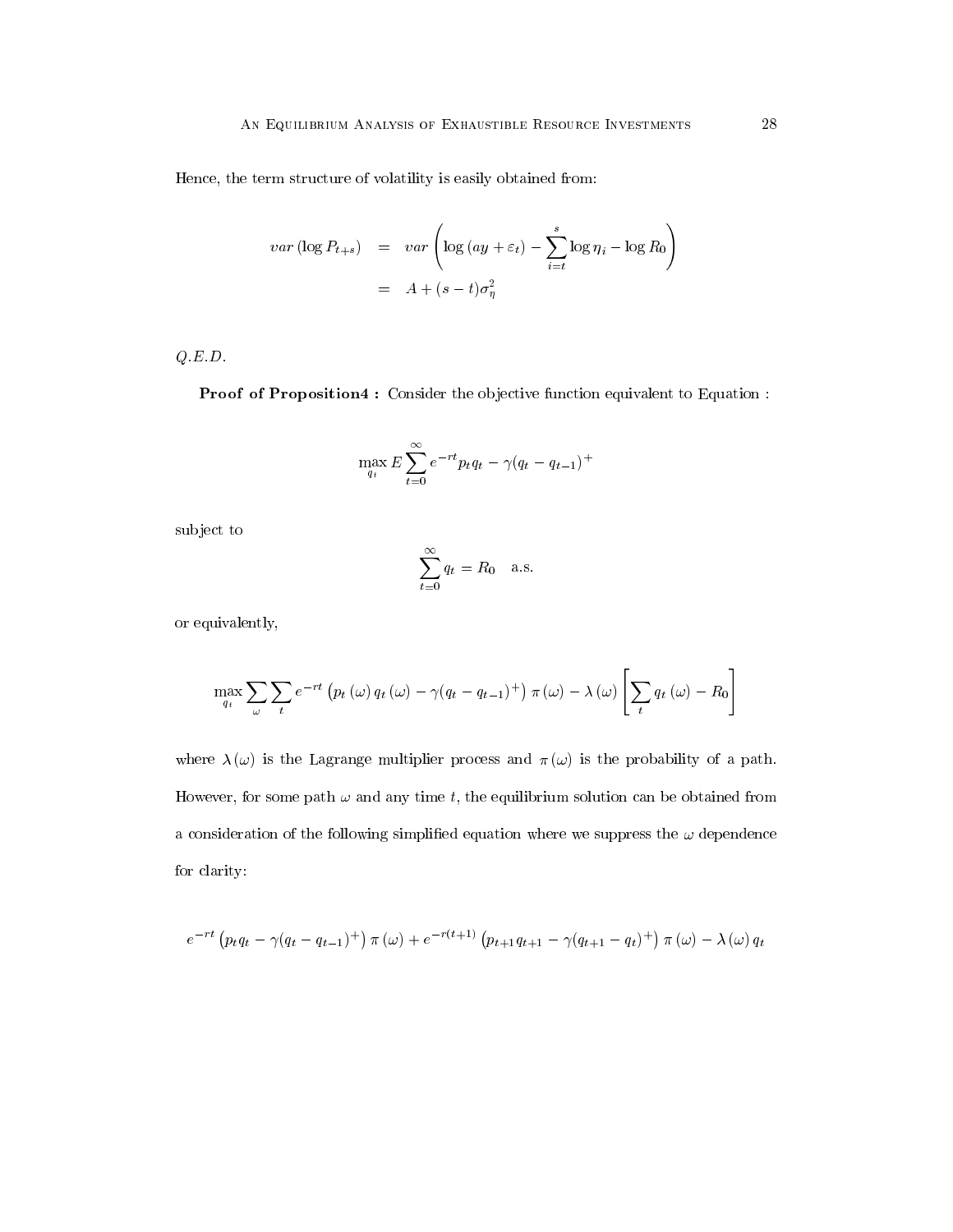Hence, the term structure of volatility is easily obtained from:

$$
\begin{aligned}
var\left(\log P_{t+s}\right) &= var\left(\log\left(ay+\varepsilon_t\right)-\sum_{i=t}^{s}\log\eta_i-\log R_0\right) \\
&= A+(s-t)\sigma_\eta^2
\end{aligned}
$$

*Q.E.D.*

**Proof of Proposition4 :** Consider the objective function equivalent to Equation :

$$
\max_{q_t} E\sum_{t=0}^{\infty} e^{-rt}p_t q_t-\gamma(q_t-q_{t-1})^+
$$

subject to

$$
\sum_{t=0}^{\infty} q_t = R_0 \quad \text{a.s.}
$$

or equivalently,

$$
\max_{q_t}\sum_{\omega}\sum_{t} e^{-rt}\left(p_t\left(\omega\right)q_t\left(\omega\right)-\gamma(q_t-q_{t-1})^+\right)\pi\left(\omega\right)-\lambda\left(\omega\right)\left[\sum_t q_t\left(\omega\right)-R_0\right]
$$

where $\lambda(\omega)$ is the Lagrange multiplier process and $\pi(\omega)$ is the probability of a path. However, for some path $\omega$ and any time $t$, the equilibrium solution can be obtained from a consideration of the following simplified equation where we suppress the $\omega$ dependence for clarity:

$$
e^{-rt}\left(p_t q_t-\gamma(q_t-q_{t-1})^+\right)\pi\left(\omega\right)+e^{-r(t+1)}\left(p_{t+1}q_{t+1}-\gamma(q_{t+1}-q_t)^+\right)\pi\left(\omega\right)-\lambda\left(\omega\right)q_t
$$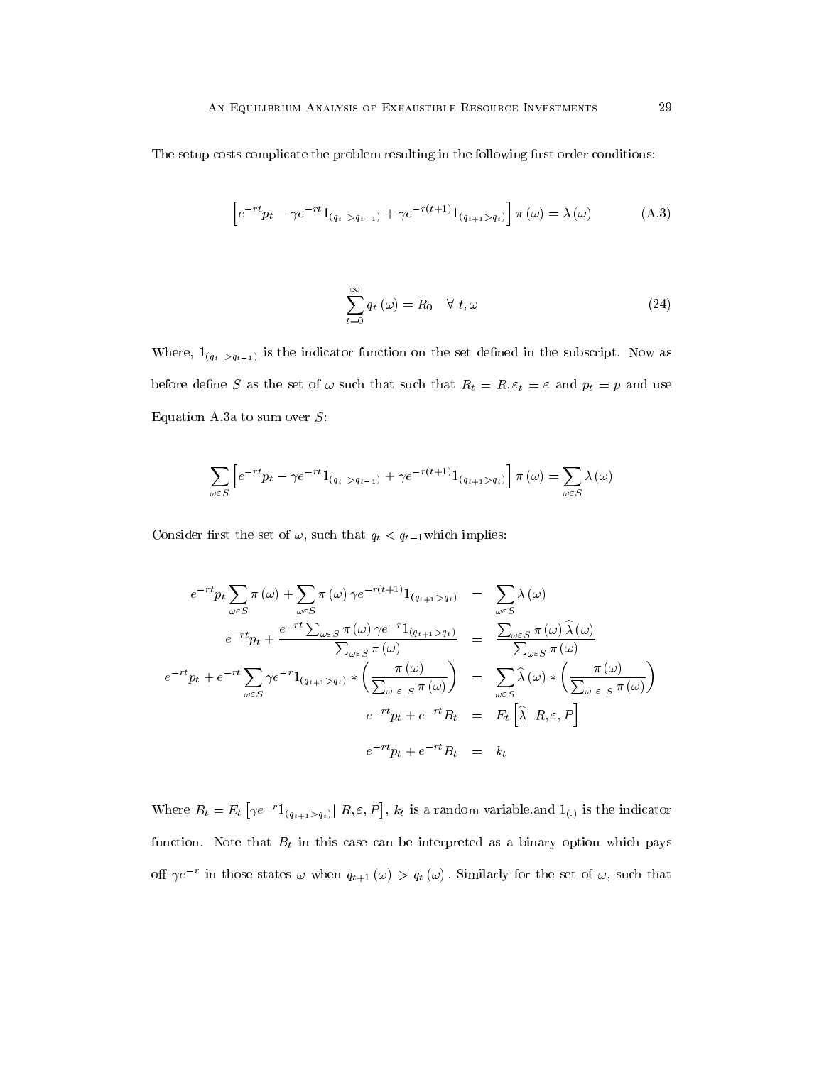The setup costs complicate the problem resulting in the following first order conditions:

$$\left[e^{-rt}p_t - \gamma e^{-rt}1_{(q_t > q_{t-1})} + \gamma e^{-r(t+1)}1_{(q_{t+1}>q_t)}\right]\pi(\omega) = \lambda(\omega) \tag{A.3}$$

$$\sum_{t=0}^{\infty} q_t(\omega) = R_0 \quad \forall\ t, \omega \tag{24}$$

Where, $1_{(q_t > q_{t-1})}$ is the indicator function on the set defined in the subscript. Now as before define $S$ as the set of $\omega$ such that such that $R_t = R, \varepsilon_t = \varepsilon$ and $p_t = p$ and use Equation A.3a to sum over $S$:

$$\sum_{\omega \varepsilon S}\left[e^{-rt}p_t - \gamma e^{-rt}1_{(q_t > q_{t-1})} + \gamma e^{-r(t+1)}1_{(q_{t+1}>q_t)}\right]\pi(\omega) = \sum_{\omega \varepsilon S}\lambda(\omega)$$

Consider first the set of $\omega$, such that $q_t < q_{t-1}$which implies:

$$\begin{aligned}
e^{-rt}p_t\sum_{\omega \varepsilon S}\pi(\omega) + \sum_{\omega \varepsilon S}\pi(\omega)\gamma e^{-r(t+1)}1_{(q_{t+1}>q_t)} &= \sum_{\omega \varepsilon S}\lambda(\omega) \\
e^{-rt}p_t + \frac{e^{-rt}\sum_{\omega \varepsilon S}\pi(\omega)\gamma e^{-r}1_{(q_{t+1}>q_t)}}{\sum_{\omega \varepsilon S}\pi(\omega)} &= \frac{\sum_{\omega \varepsilon S}\pi(\omega)\widehat{\lambda}(\omega)}{\sum_{\omega \varepsilon S}\pi(\omega)} \\
e^{-rt}p_t + e^{-rt}\sum_{\omega \varepsilon S}\gamma e^{-r}1_{(q_{t+1}>q_t)} * \left(\frac{\pi(\omega)}{\sum_{\omega \varepsilon S}\pi(\omega)}\right) &= \sum_{\omega \varepsilon S}\widehat{\lambda}(\omega) * \left(\frac{\pi(\omega)}{\sum_{\omega \varepsilon S}\pi(\omega)}\right) \\
e^{-rt}p_t + e^{-rt}B_t &= E_t\left[\widehat{\lambda} \middle| R, \varepsilon, P\right] \\
e^{-rt}p_t + e^{-rt}B_t &= k_t
\end{aligned}$$

Where $B_t = E_t\left[\gamma e^{-r}1_{(q_{t+1}>q_t)} \middle| R, \varepsilon, P\right]$, $k_t$ is a random variable.and $1_{(.)}$ is the indicator function. Note that $B_t$ in this case can be interpreted as a binary option which pays off $\gamma e^{-r}$ in those states $\omega$ when $q_{t+1}(\omega) > q_t(\omega)$. Similarly for the set of $\omega$, such that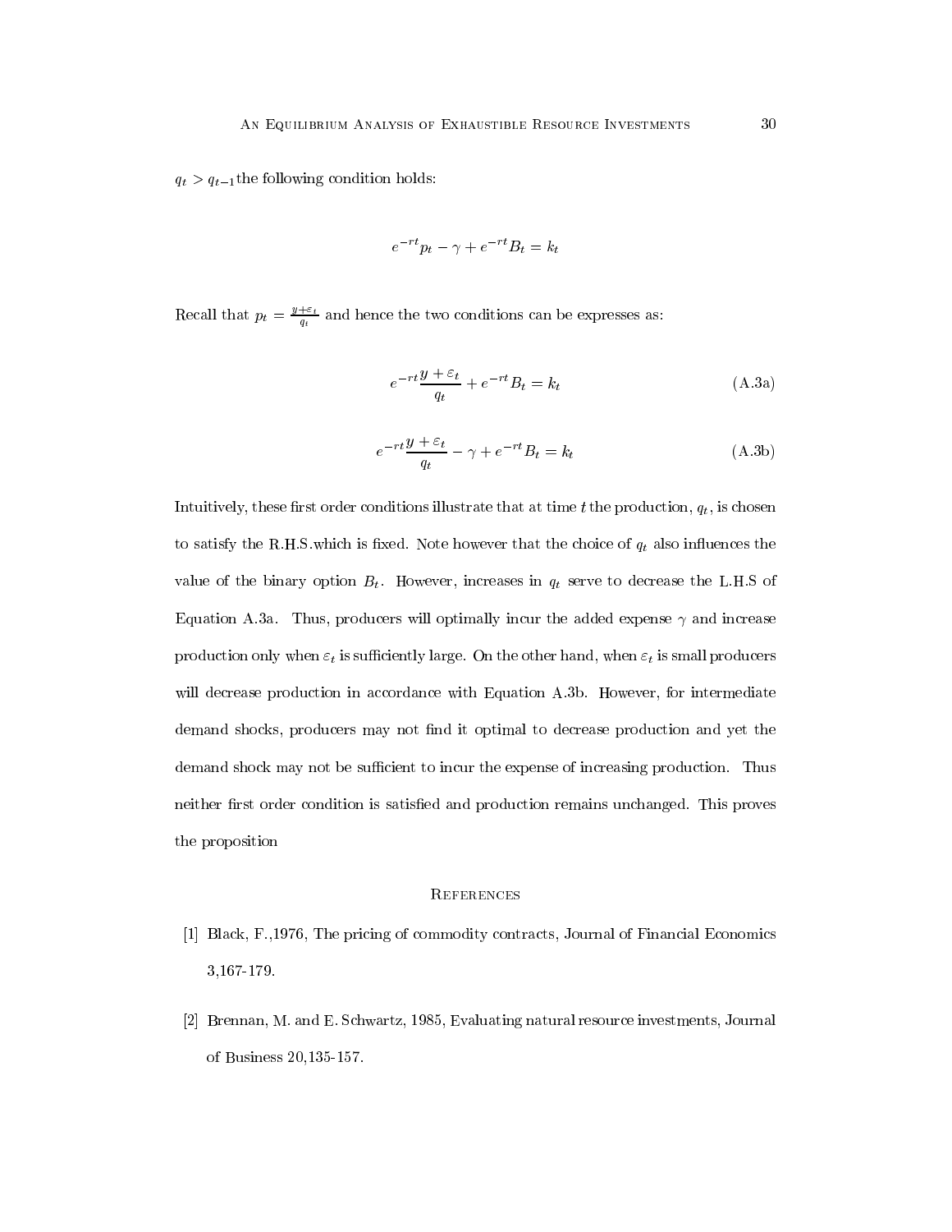$q_t > q_{t-1}$the following condition holds:

$$e^{-rt}p_t - \gamma + e^{-rt}B_t = k_t$$

Recall that $p_t = \frac{y+\varepsilon_t}{q_t}$ and hence the two conditions can be expresses as:

$$e^{-rt}\frac{y + \varepsilon_t}{q_t} + e^{-rt}B_t = k_t \tag{A.3a}$$

$$e^{-rt}\frac{y + \varepsilon_t}{q_t} - \gamma + e^{-rt}B_t = k_t \tag{A.3b}$$

Intuitively, these first order conditions illustrate that at time $t$ the production, $q_t$, is chosen to satisfy the R.H.S.which is fixed. Note however that the choice of $q_t$ also influences the value of the binary option $B_t$. However, increases in $q_t$ serve to decrease the L.H.S of Equation A.3a. Thus, producers will optimally incur the added expense $\gamma$ and increase production only when $\varepsilon_t$ is sufficiently large. On the other hand, when $\varepsilon_t$ is small producers will decrease production in accordance with Equation A.3b. However, for intermediate demand shocks, producers may not find it optimal to decrease production and yet the demand shock may not be sufficient to incur the expense of increasing production. Thus neither first order condition is satisfied and production remains unchanged. This proves the proposition

## References

[1] Black, F.,1976, The pricing of commodity contracts, Journal of Financial Economics 3,167-179.

[2] Brennan, M. and E. Schwartz, 1985, Evaluating natural resource investments, Journal of Business 20,135-157.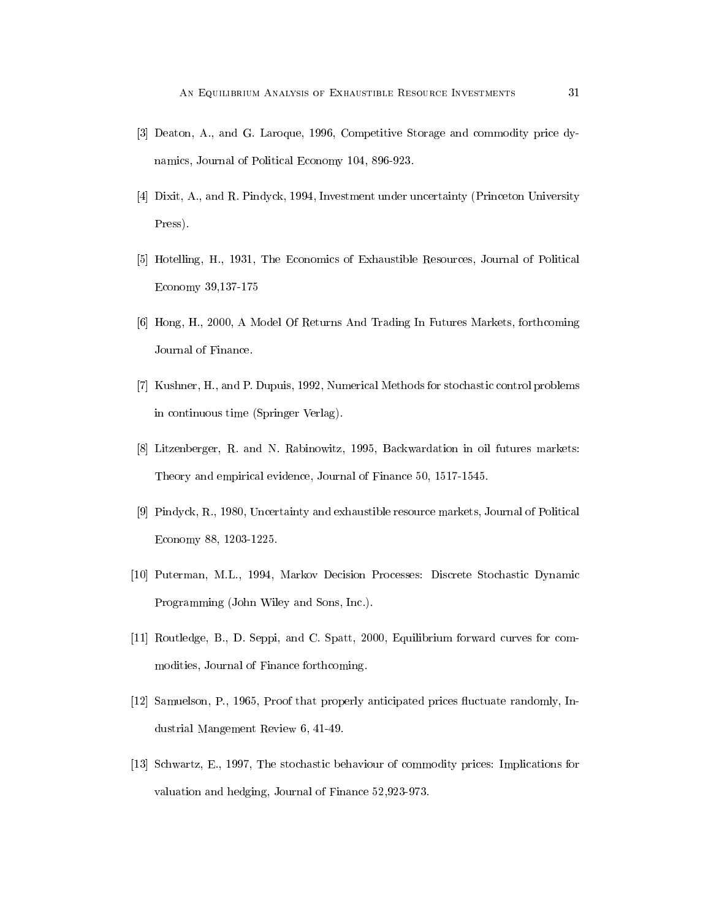[3] Deaton, A., and G. Laroque, 1996, Competitive Storage and commodity price dynamics, Journal of Political Economy 104, 896-923.

[4] Dixit, A., and R. Pindyck, 1994, Investment under uncertainty (Princeton University Press).

[5] Hotelling, H., 1931, The Economics of Exhaustible Resources, Journal of Political Economy 39,137-175

[6] Hong, H., 2000, A Model Of Returns And Trading In Futures Markets, forthcoming Journal of Finance.

[7] Kushner, H., and P. Dupuis, 1992, Numerical Methods for stochastic control problems in continuous time (Springer Verlag).

[8] Litzenberger, R. and N. Rabinowitz, 1995, Backwardation in oil futures markets: Theory and empirical evidence, Journal of Finance 50, 1517-1545.

[9] Pindyck, R., 1980, Uncertainty and exhaustible resource markets, Journal of Political Economy 88, 1203-1225.

[10] Puterman, M.L., 1994, Markov Decision Processes: Discrete Stochastic Dynamic Programming (John Wiley and Sons, Inc.).

[11] Routledge, B., D. Seppi, and C. Spatt, 2000, Equilibrium forward curves for commodities, Journal of Finance forthcoming.

[12] Samuelson, P., 1965, Proof that properly anticipated prices fluctuate randomly, Industrial Mangement Review 6, 41-49.

[13] Schwartz, E., 1997, The stochastic behaviour of commodity prices: Implications for valuation and hedging, Journal of Finance 52,923-973.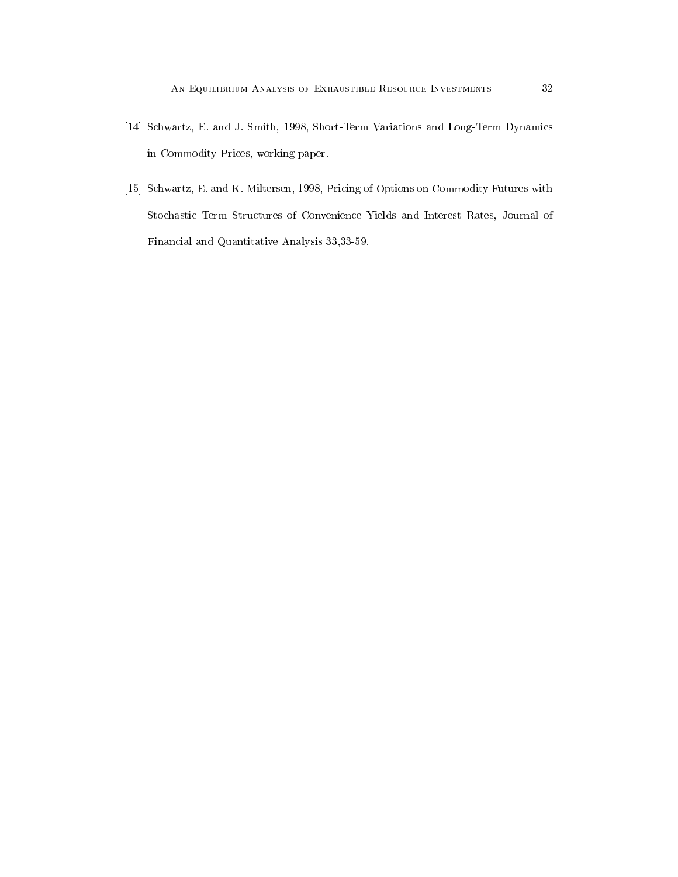[14] Schwartz, E. and J. Smith, 1998, Short-Term Variations and Long-Term Dynamics in Commodity Prices, working paper.

[15] Schwartz, E. and K. Miltersen, 1998, Pricing of Options on Commodity Futures with Stochastic Term Structures of Convenience Yields and Interest Rates, Journal of Financial and Quantitative Analysis 33,33-59.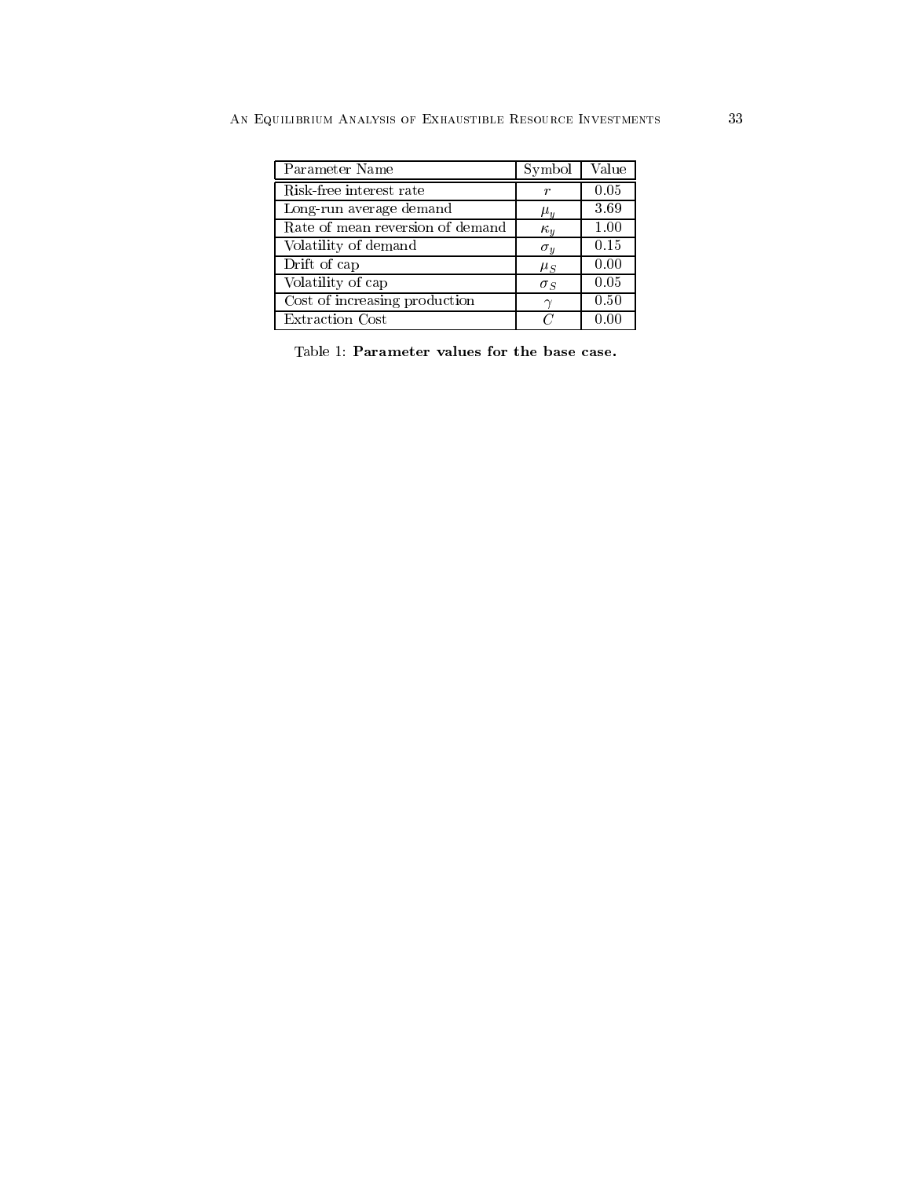| Parameter Name | Symbol | Value |
| --- | --- | --- |
| Risk-free interest rate | $r$ | 0.05 |
| Long-run average demand | $\mu_y$ | 3.69 |
| Rate of mean reversion of demand | $\kappa_y$ | 1.00 |
| Volatility of demand | $\sigma_y$ | 0.15 |
| Drift of cap | $\mu_S$ | 0.00 |
| Volatility of cap | $\sigma_S$ | 0.05 |
| Cost of increasing production | $\gamma$ | 0.50 |
| Extraction Cost | $C$ | 0.00 |

Table 1: **Parameter values for the base case.**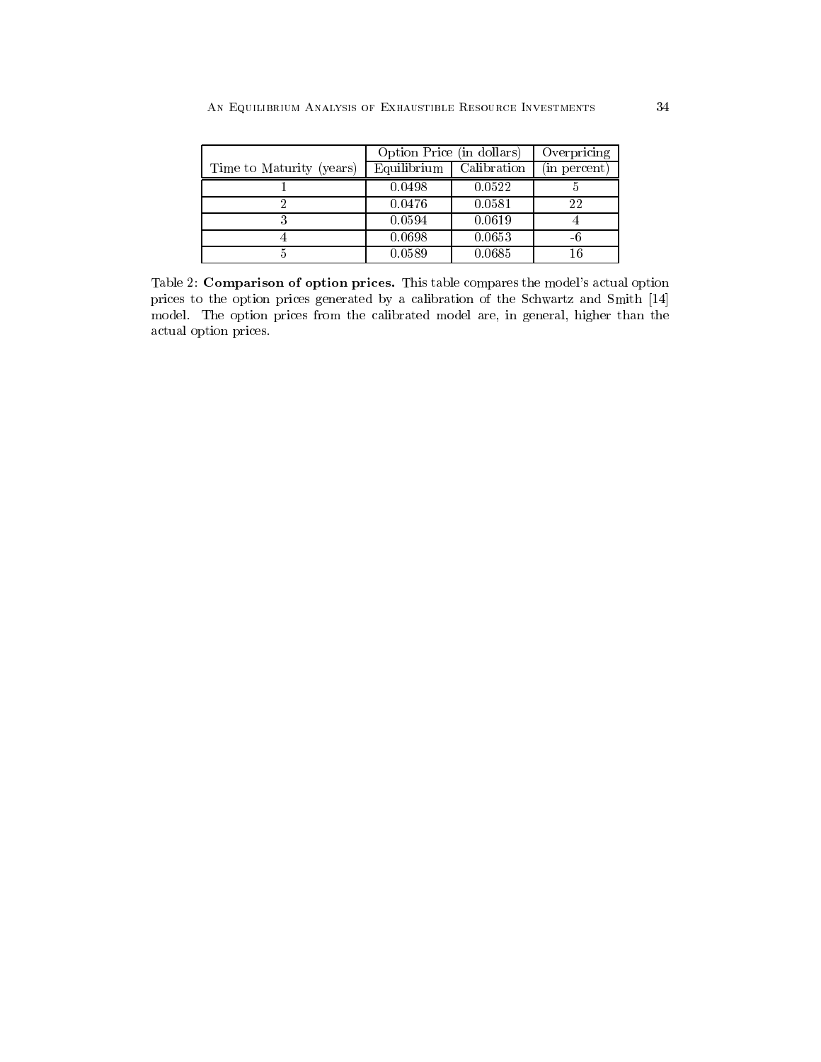| Time to Maturity (years) | Option Price (in dollars) | | Overpricing |
|---|---|---|---|
| | Equilibrium | Calibration | (in percent) |
| 1 | 0.0498 | 0.0522 | 5 |
| 2 | 0.0476 | 0.0581 | 22 |
| 3 | 0.0594 | 0.0619 | 4 |
| 4 | 0.0698 | 0.0653 | -6 |
| 5 | 0.0589 | 0.0685 | 16 |

Table 2: **Comparison of option prices.** This table compares the model's actual option prices to the option prices generated by a calibration of the Schwartz and Smith [14] model. The option prices from the calibrated model are, in general, higher than the actual option prices.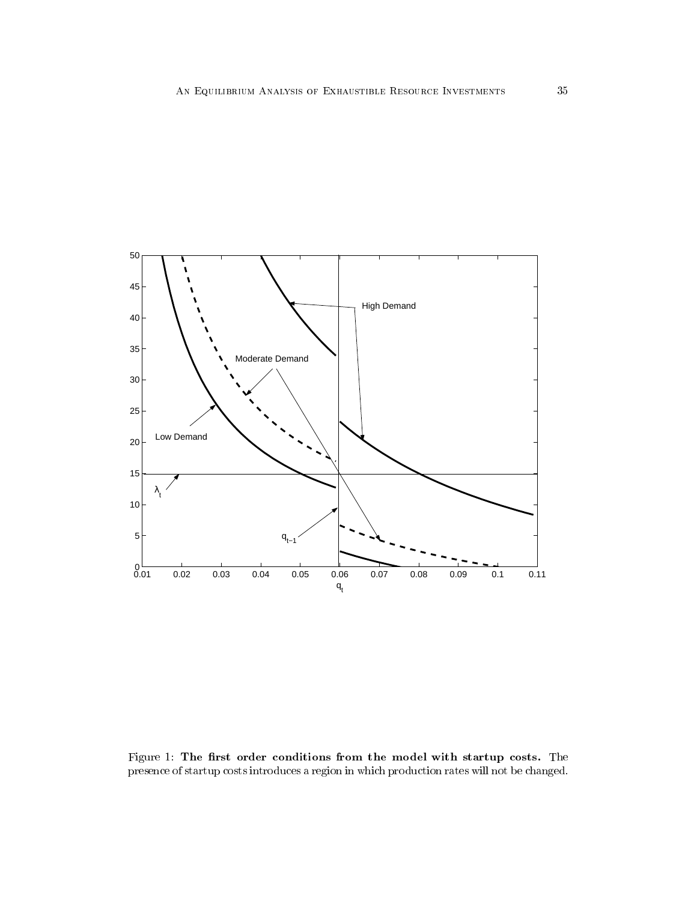Figure 1: **The first order conditions from the model with startup costs.** The presence of startup costs introduces a region in which production rates will not be changed.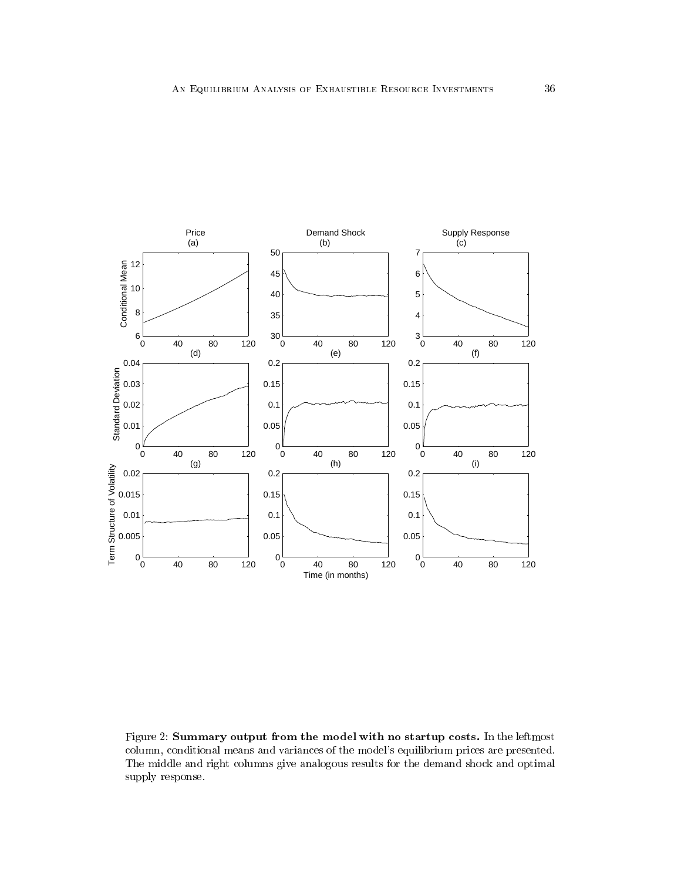Figure 2: **Summary output from the model with no startup costs.** In the leftmost column, conditional means and variances of the model's equilibrium prices are presented. The middle and right columns give analogous results for the demand shock and optimal supply response.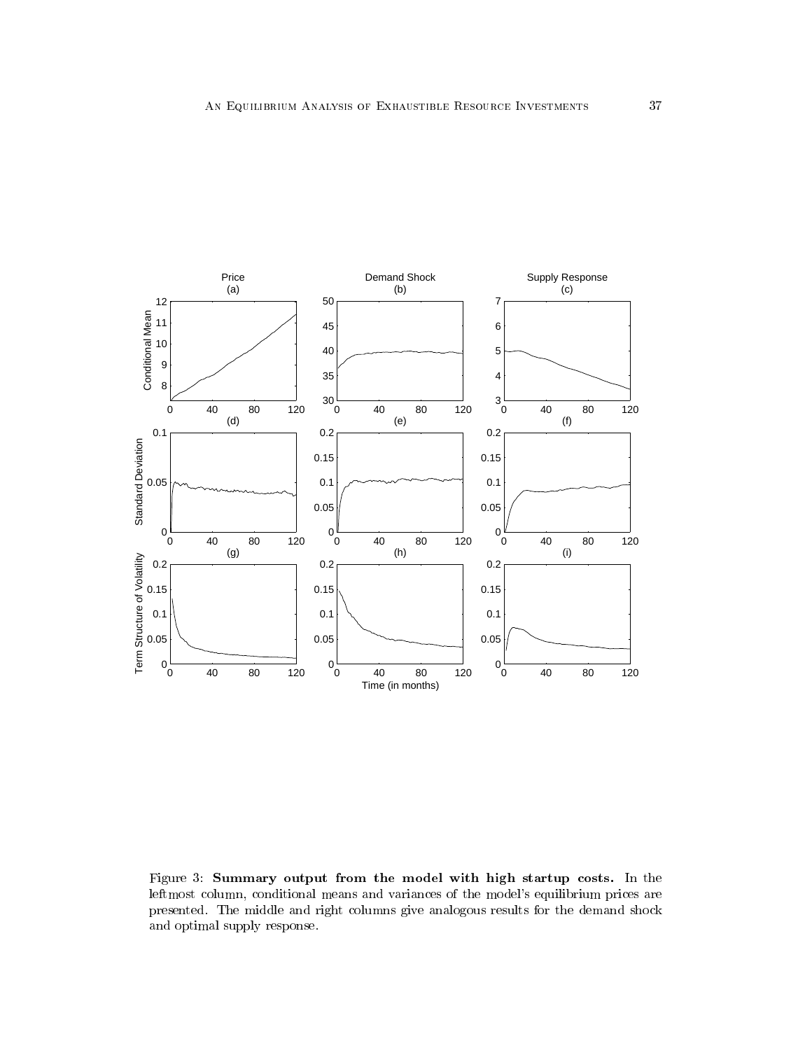Figure 3: **Summary output from the model with high startup costs.** In the leftmost column, conditional means and variances of the model's equilibrium prices are presented. The middle and right columns give analogous results for the demand shock and optimal supply response.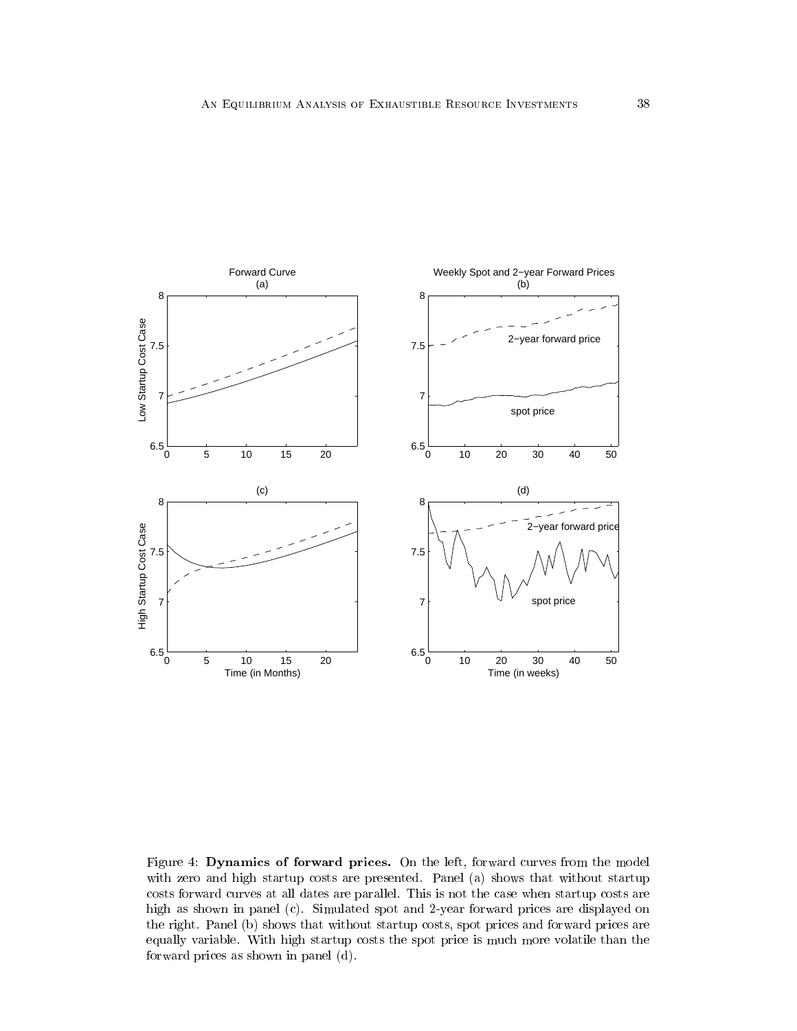Figure 4: **Dynamics of forward prices.** On the left, forward curves from the model with zero and high startup costs are presented. Panel (a) shows that without startup costs forward curves at all dates are parallel. This is not the case when startup costs are high as shown in panel (c). Simulated spot and 2-year forward prices are displayed on the right. Panel (b) shows that without startup costs, spot prices and forward prices are equally variable. With high startup costs the spot price is much more volatile than the forward prices as shown in panel (d).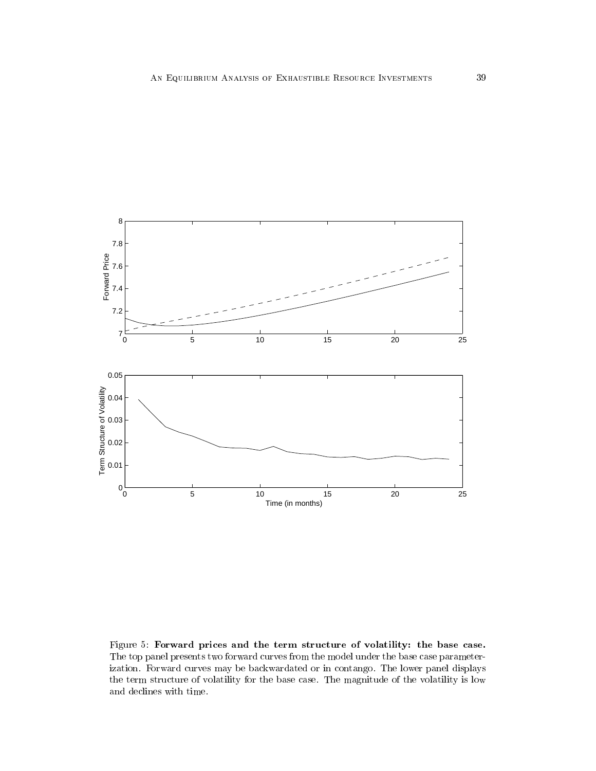Figure 5: **Forward prices and the term structure of volatility: the base case.** The top panel presents two forward curves from the model under the base case parameterization. Forward curves may be backwardated or in contango. The lower panel displays the term structure of volatility for the base case. The magnitude of the volatility is low and declines with time.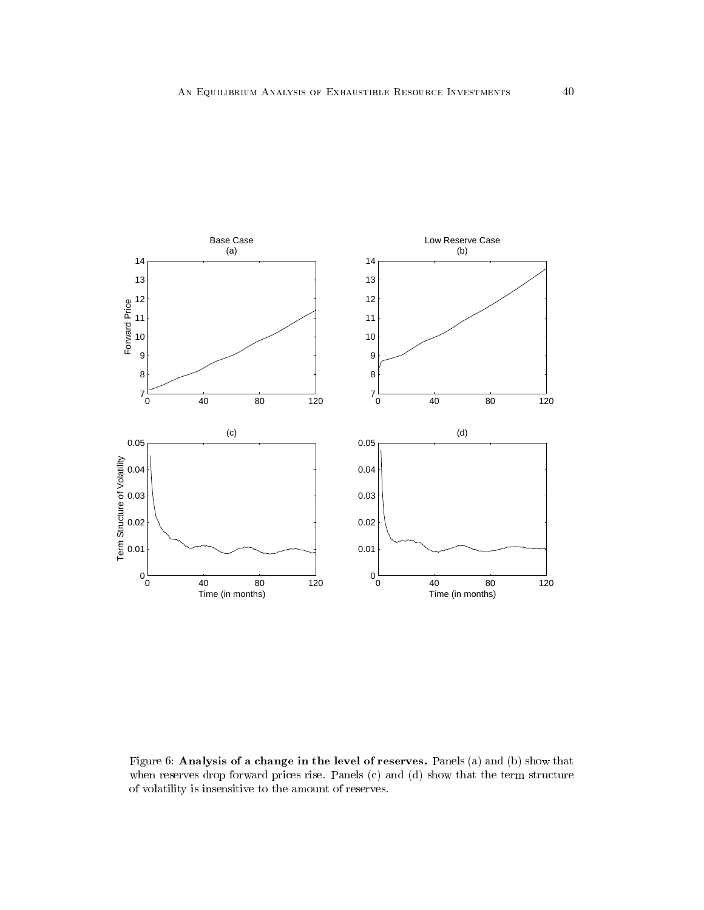Figure 6: **Analysis of a change in the level of reserves.** Panels (a) and (b) show that when reserves drop forward prices rise. Panels (c) and (d) show that the term structure of volatility is insensitive to the amount of reserves.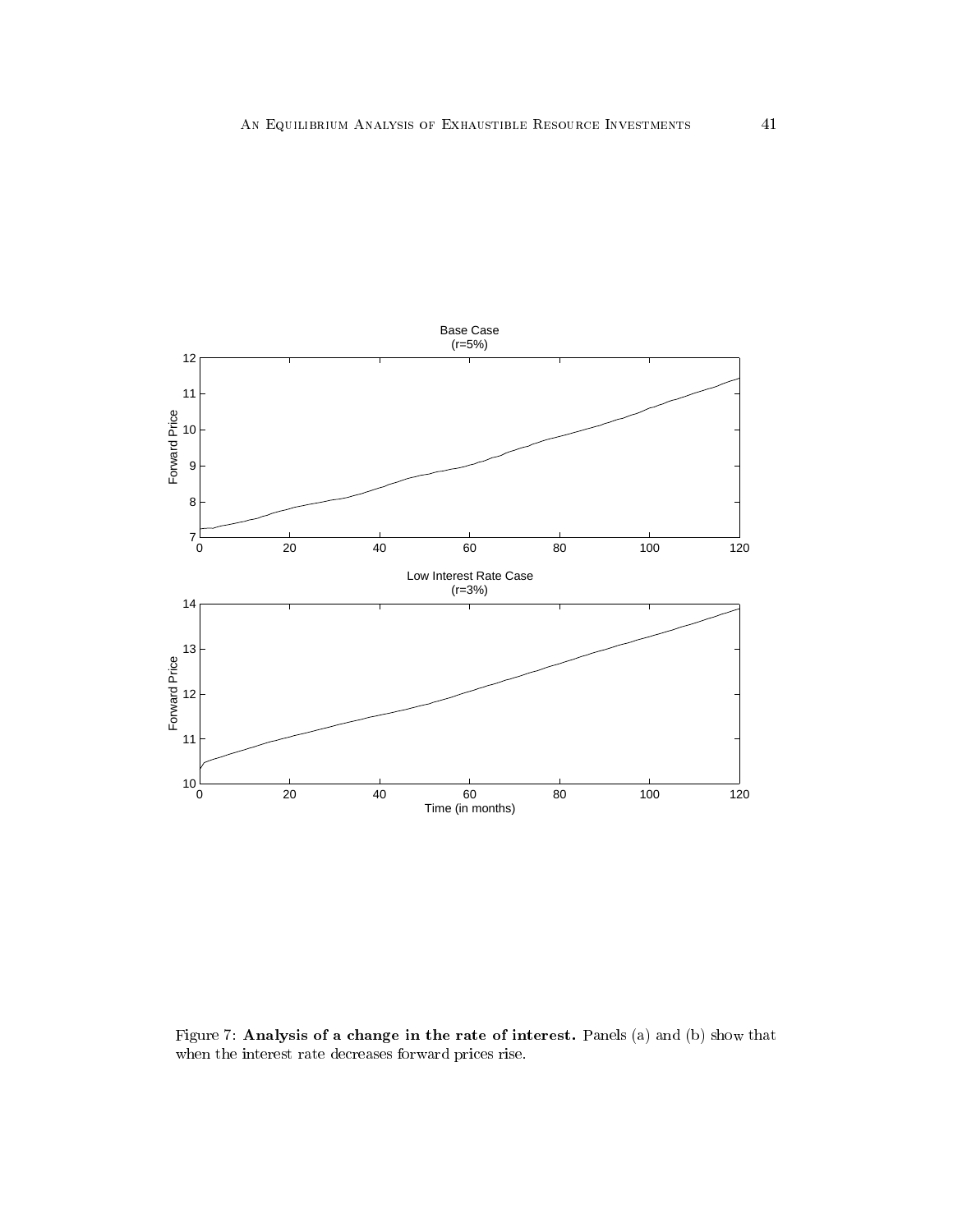Figure 7: **Analysis of a change in the rate of interest.** Panels (a) and (b) show that when the interest rate decreases forward prices rise.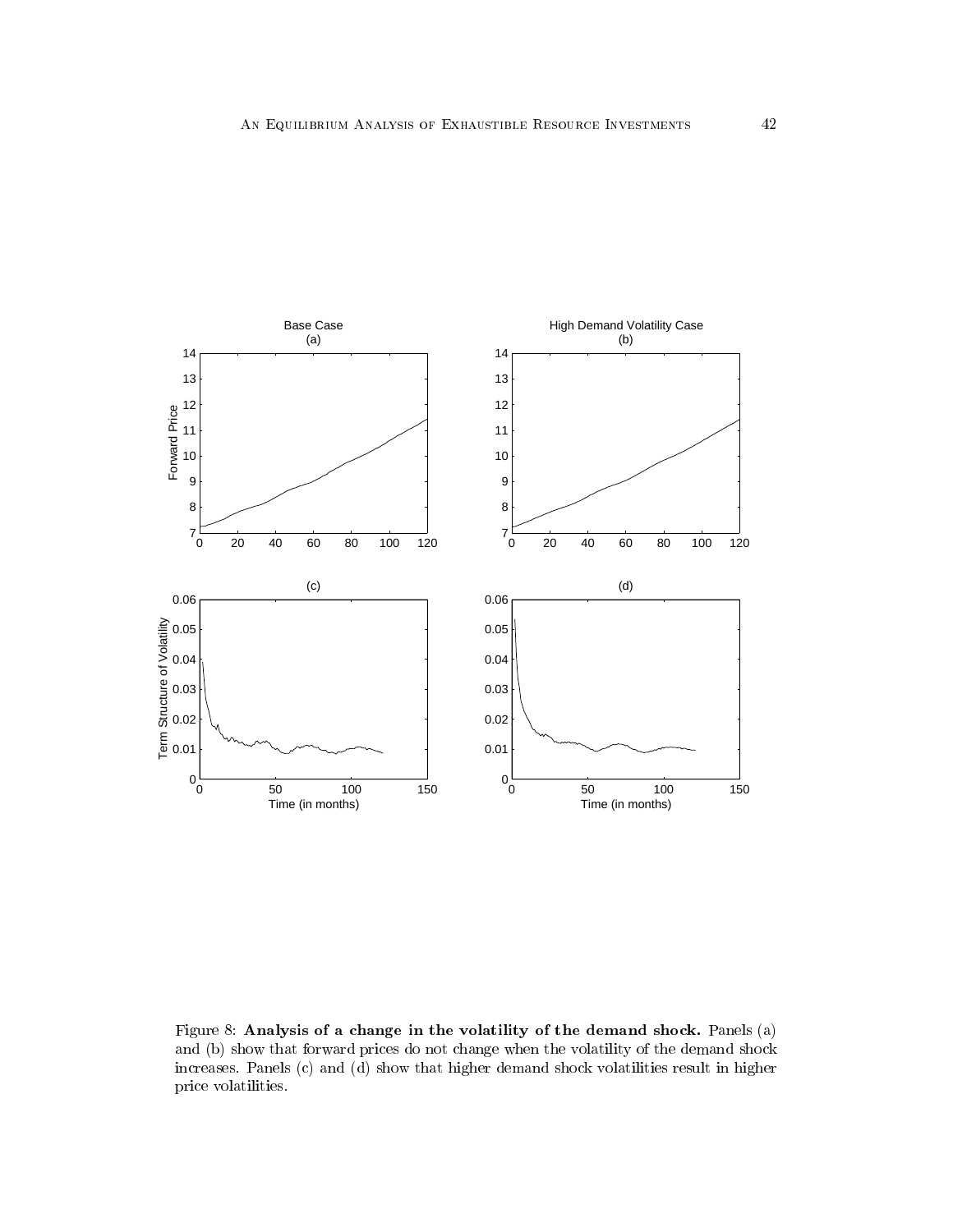Base Case
(a)

Forward Price

14
13
12
11
10
9
8
7

0 20 40 60 80 100 120

High Demand Volatility Case
(b)

14
13
12
11
10
9
8
7

0 20 40 60 80 100 120

(c)

Term Structure of Volatility

0.06
0.05
0.04
0.03
0.02
0.01
0

0 50 100 150

Time (in months)

(d)

0.06
0.05
0.04
0.03
0.02
0.01
0

0 50 100 150

Time (in months)

Figure 8: **Analysis of a change in the volatility of the demand shock.** Panels (a) and (b) show that forward prices do not change when the volatility of the demand shock increases. Panels (c) and (d) show that higher demand shock volatilities result in higher price volatilities.